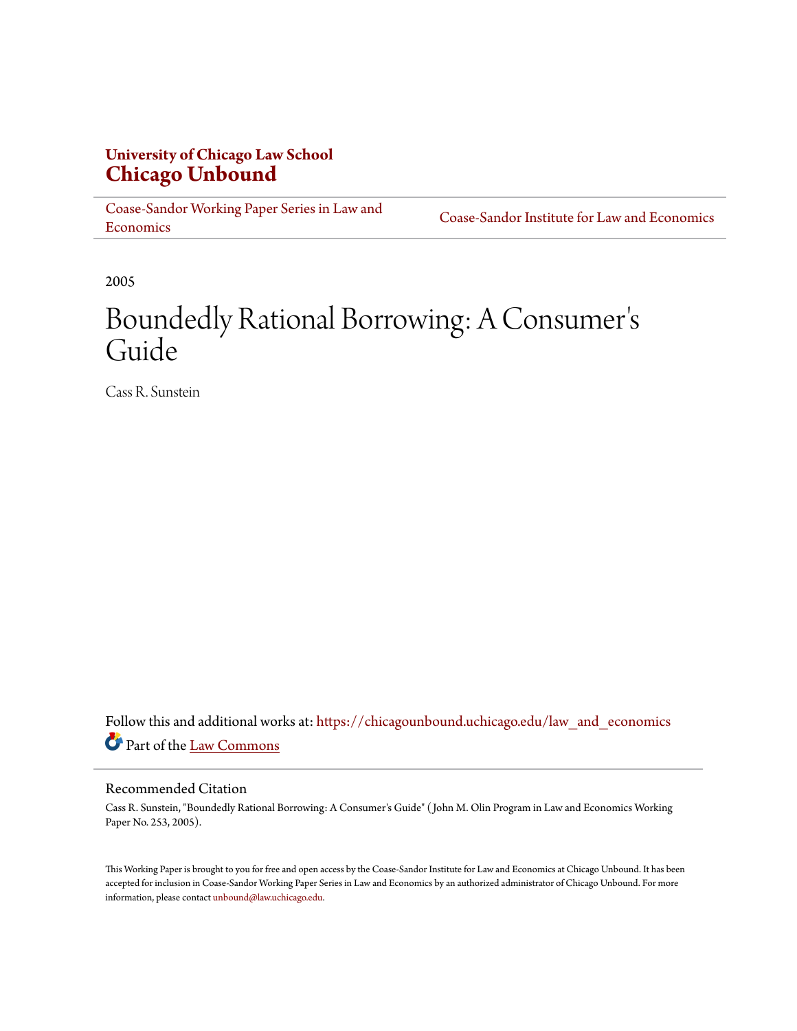University of Chicago Law School
**Chicago Unbound**

Coase-Sandor Working Paper Series in Law and Economics | Coase-Sandor Institute for Law and Economics

2005

# Boundedly Rational Borrowing: A Consumer's Guide

Cass R. Sunstein

Follow this and additional works at: https://chicagounbound.uchicago.edu/law_and_economics

Part of the Law Commons

## Recommended Citation

Cass R. Sunstein, "Boundedly Rational Borrowing: A Consumer's Guide" ( John M. Olin Program in Law and Economics Working Paper No. 253, 2005).

This Working Paper is brought to you for free and open access by the Coase-Sandor Institute for Law and Economics at Chicago Unbound. It has been accepted for inclusion in Coase-Sandor Working Paper Series in Law and Economics by an authorized administrator of Chicago Unbound. For more information, please contact unbound@law.uchicago.edu.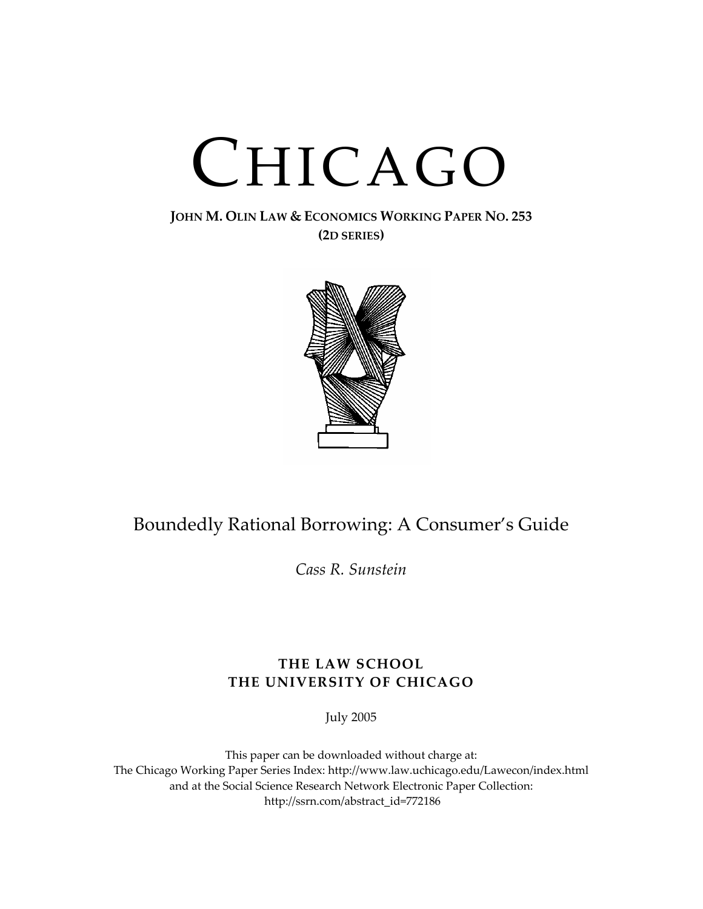# CHICAGO

**JOHN M. OLIN LAW & ECONOMICS WORKING PAPER NO. 253**
**(2D SERIES)**

## Boundedly Rational Borrowing: A Consumer's Guide

*Cass R. Sunstein*

**THE LAW SCHOOL**
**THE UNIVERSITY OF CHICAGO**

July 2005

This paper can be downloaded without charge at:
The Chicago Working Paper Series Index: http://www.law.uchicago.edu/Lawecon/index.html
and at the Social Science Research Network Electronic Paper Collection:
http://ssrn.com/abstract_id=772186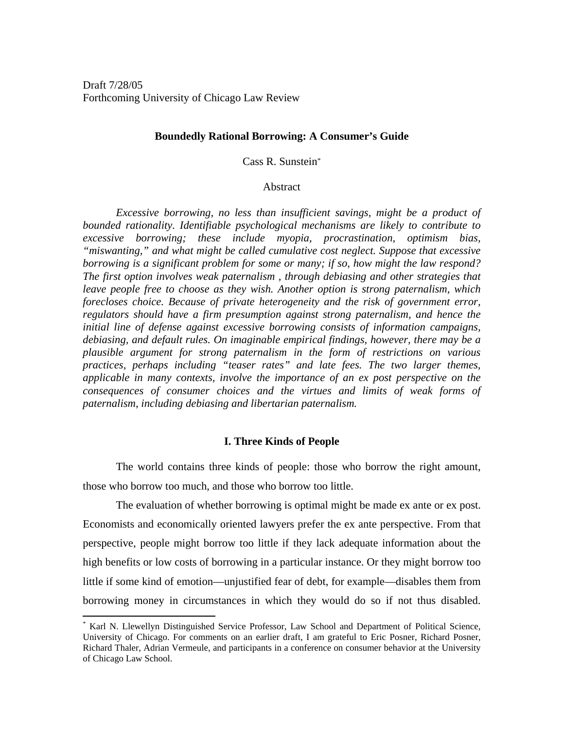Draft 7/28/05
Forthcoming University of Chicago Law Review

**Boundedly Rational Borrowing: A Consumer's Guide**

Cass R. Sunstein[*]

Abstract

*Excessive borrowing, no less than insufficient savings, might be a product of bounded rationality. Identifiable psychological mechanisms are likely to contribute to excessive borrowing; these include myopia, procrastination, optimism bias, "miswanting," and what might be called cumulative cost neglect. Suppose that excessive borrowing is a significant problem for some or many; if so, how might the law respond? The first option involves weak paternalism , through debiasing and other strategies that leave people free to choose as they wish. Another option is strong paternalism, which forecloses choice. Because of private heterogeneity and the risk of government error, regulators should have a firm presumption against strong paternalism, and hence the initial line of defense against excessive borrowing consists of information campaigns, debiasing, and default rules. On imaginable empirical findings, however, there may be a plausible argument for strong paternalism in the form of restrictions on various practices, perhaps including "teaser rates" and late fees. The two larger themes, applicable in many contexts, involve the importance of an ex post perspective on the consequences of consumer choices and the virtues and limits of weak forms of paternalism, including debiasing and libertarian paternalism.*

## I. Three Kinds of People

The world contains three kinds of people: those who borrow the right amount, those who borrow too much, and those who borrow too little.

The evaluation of whether borrowing is optimal might be made ex ante or ex post. Economists and economically oriented lawyers prefer the ex ante perspective. From that perspective, people might borrow too little if they lack adequate information about the high benefits or low costs of borrowing in a particular instance. Or they might borrow too little if some kind of emotion—unjustified fear of debt, for example—disables them from borrowing money in circumstances in which they would do so if not thus disabled.

[*] Karl N. Llewellyn Distinguished Service Professor, Law School and Department of Political Science, University of Chicago. For comments on an earlier draft, I am grateful to Eric Posner, Richard Posner, Richard Thaler, Adrian Vermeule, and participants in a conference on consumer behavior at the University of Chicago Law School.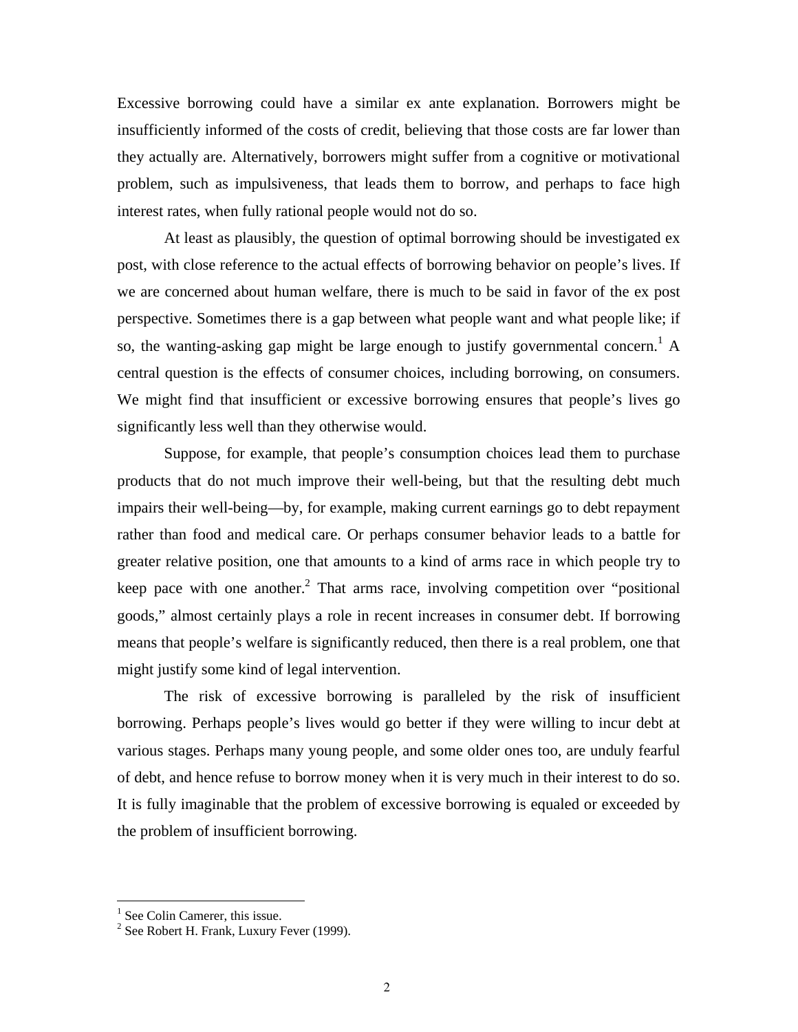Excessive borrowing could have a similar ex ante explanation. Borrowers might be insufficiently informed of the costs of credit, believing that those costs are far lower than they actually are. Alternatively, borrowers might suffer from a cognitive or motivational problem, such as impulsiveness, that leads them to borrow, and perhaps to face high interest rates, when fully rational people would not do so.

At least as plausibly, the question of optimal borrowing should be investigated ex post, with close reference to the actual effects of borrowing behavior on people's lives. If we are concerned about human welfare, there is much to be said in favor of the ex post perspective. Sometimes there is a gap between what people want and what people like; if so, the wanting-asking gap might be large enough to justify governmental concern.[1] A central question is the effects of consumer choices, including borrowing, on consumers. We might find that insufficient or excessive borrowing ensures that people's lives go significantly less well than they otherwise would.

Suppose, for example, that people's consumption choices lead them to purchase products that do not much improve their well-being, but that the resulting debt much impairs their well-being—by, for example, making current earnings go to debt repayment rather than food and medical care. Or perhaps consumer behavior leads to a battle for greater relative position, one that amounts to a kind of arms race in which people try to keep pace with one another.[2] That arms race, involving competition over "positional goods," almost certainly plays a role in recent increases in consumer debt. If borrowing means that people's welfare is significantly reduced, then there is a real problem, one that might justify some kind of legal intervention.

The risk of excessive borrowing is paralleled by the risk of insufficient borrowing. Perhaps people's lives would go better if they were willing to incur debt at various stages. Perhaps many young people, and some older ones too, are unduly fearful of debt, and hence refuse to borrow money when it is very much in their interest to do so. It is fully imaginable that the problem of excessive borrowing is equaled or exceeded by the problem of insufficient borrowing.

---

[1] See Colin Camerer, this issue.

[2] See Robert H. Frank, Luxury Fever (1999).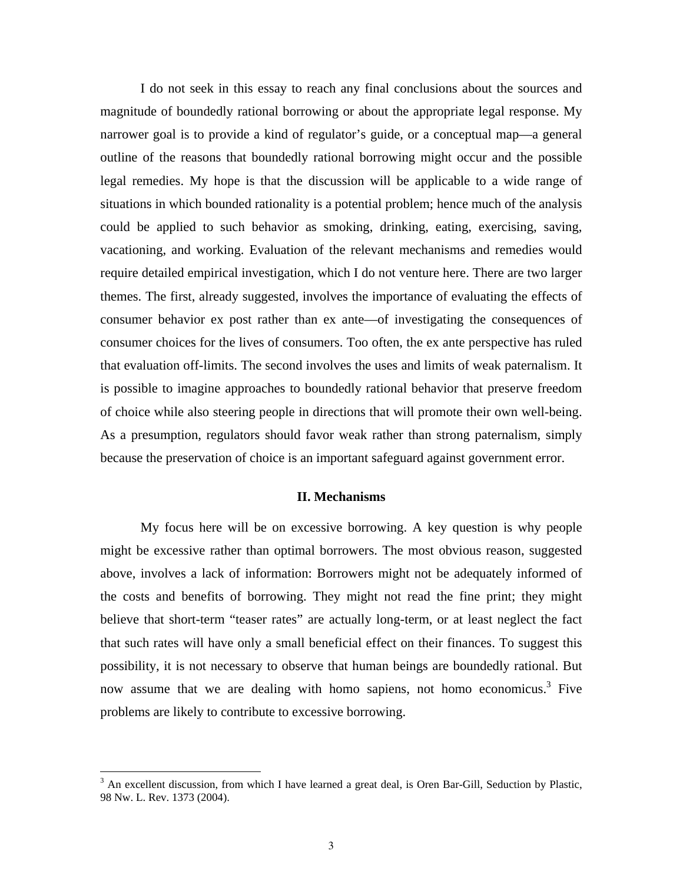I do not seek in this essay to reach any final conclusions about the sources and magnitude of boundedly rational borrowing or about the appropriate legal response. My narrower goal is to provide a kind of regulator's guide, or a conceptual map—a general outline of the reasons that boundedly rational borrowing might occur and the possible legal remedies. My hope is that the discussion will be applicable to a wide range of situations in which bounded rationality is a potential problem; hence much of the analysis could be applied to such behavior as smoking, drinking, eating, exercising, saving, vacationing, and working. Evaluation of the relevant mechanisms and remedies would require detailed empirical investigation, which I do not venture here. There are two larger themes. The first, already suggested, involves the importance of evaluating the effects of consumer behavior ex post rather than ex ante—of investigating the consequences of consumer choices for the lives of consumers. Too often, the ex ante perspective has ruled that evaluation off-limits. The second involves the uses and limits of weak paternalism. It is possible to imagine approaches to boundedly rational behavior that preserve freedom of choice while also steering people in directions that will promote their own well-being. As a presumption, regulators should favor weak rather than strong paternalism, simply because the preservation of choice is an important safeguard against government error.

## II. Mechanisms

My focus here will be on excessive borrowing. A key question is why people might be excessive rather than optimal borrowers. The most obvious reason, suggested above, involves a lack of information: Borrowers might not be adequately informed of the costs and benefits of borrowing. They might not read the fine print; they might believe that short-term "teaser rates" are actually long-term, or at least neglect the fact that such rates will have only a small beneficial effect on their finances. To suggest this possibility, it is not necessary to observe that human beings are boundedly rational. But now assume that we are dealing with homo sapiens, not homo economicus.[3] Five problems are likely to contribute to excessive borrowing.

---

[3] An excellent discussion, from which I have learned a great deal, is Oren Bar-Gill, Seduction by Plastic, 98 Nw. L. Rev. 1373 (2004).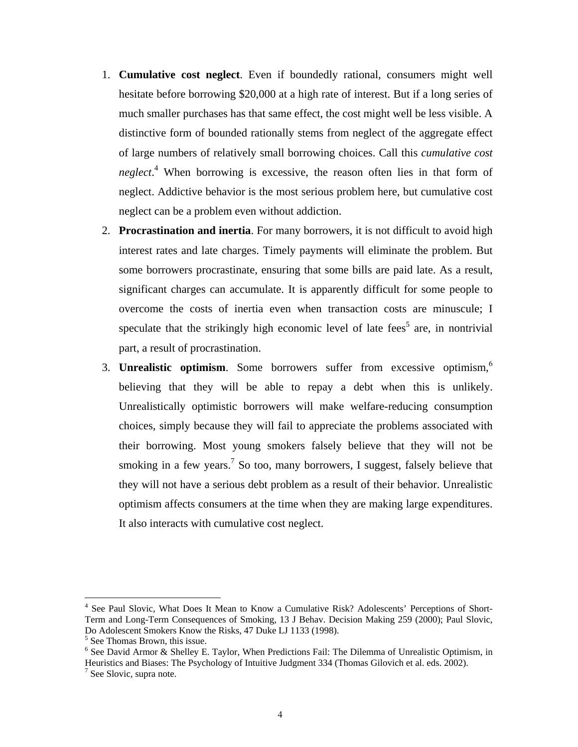1. **Cumulative cost neglect**. Even if boundedly rational, consumers might well hesitate before borrowing $20,000 at a high rate of interest. But if a long series of much smaller purchases has that same effect, the cost might well be less visible. A distinctive form of bounded rationally stems from neglect of the aggregate effect of large numbers of relatively small borrowing choices. Call this *cumulative cost neglect*.[4] When borrowing is excessive, the reason often lies in that form of neglect. Addictive behavior is the most serious problem here, but cumulative cost neglect can be a problem even without addiction.
2. **Procrastination and inertia**. For many borrowers, it is not difficult to avoid high interest rates and late charges. Timely payments will eliminate the problem. But some borrowers procrastinate, ensuring that some bills are paid late. As a result, significant charges can accumulate. It is apparently difficult for some people to overcome the costs of inertia even when transaction costs are minuscule; I speculate that the strikingly high economic level of late fees[5] are, in nontrivial part, a result of procrastination.
3. **Unrealistic optimism**. Some borrowers suffer from excessive optimism,[6] believing that they will be able to repay a debt when this is unlikely. Unrealistically optimistic borrowers will make welfare-reducing consumption choices, simply because they will fail to appreciate the problems associated with their borrowing. Most young smokers falsely believe that they will not be smoking in a few years.[7] So too, many borrowers, I suggest, falsely believe that they will not have a serious debt problem as a result of their behavior. Unrealistic optimism affects consumers at the time when they are making large expenditures. It also interacts with cumulative cost neglect.

---

[4] See Paul Slovic, What Does It Mean to Know a Cumulative Risk? Adolescents' Perceptions of Short-Term and Long-Term Consequences of Smoking, 13 J Behav. Decision Making 259 (2000); Paul Slovic, Do Adolescent Smokers Know the Risks, 47 Duke LJ 1133 (1998).

[5] See Thomas Brown, this issue.

[6] See David Armor & Shelley E. Taylor, When Predictions Fail: The Dilemma of Unrealistic Optimism, in Heuristics and Biases: The Psychology of Intuitive Judgment 334 (Thomas Gilovich et al. eds. 2002).

[7] See Slovic, supra note.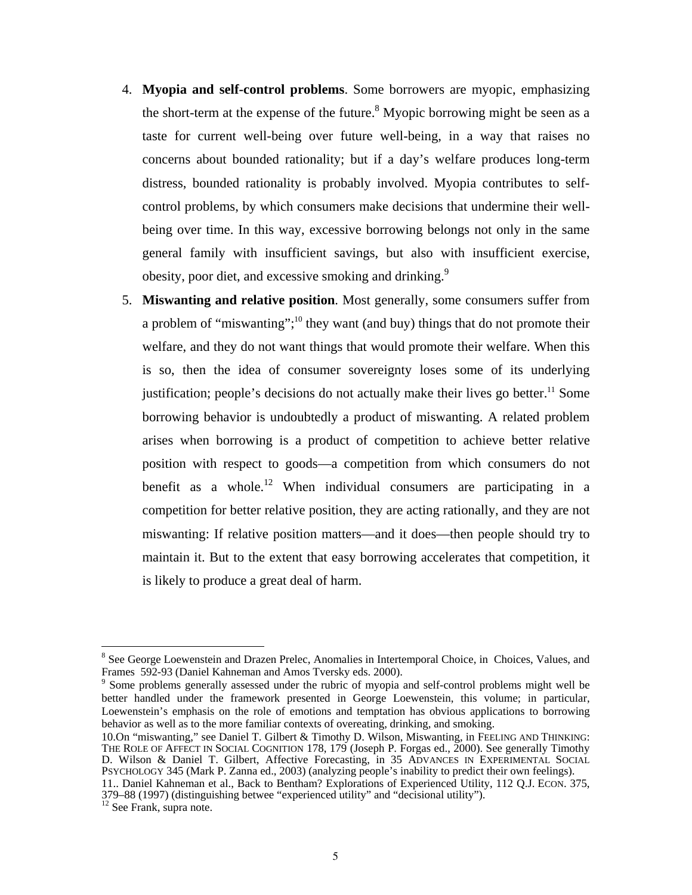4. **Myopia and self-control problems**. Some borrowers are myopic, emphasizing the short-term at the expense of the future.[8] Myopic borrowing might be seen as a taste for current well-being over future well-being, in a way that raises no concerns about bounded rationality; but if a day's welfare produces long-term distress, bounded rationality is probably involved. Myopia contributes to self-control problems, by which consumers make decisions that undermine their well-being over time. In this way, excessive borrowing belongs not only in the same general family with insufficient savings, but also with insufficient exercise, obesity, poor diet, and excessive smoking and drinking.[9]

5. **Miswanting and relative position**. Most generally, some consumers suffer from a problem of "miswanting";[10] they want (and buy) things that do not promote their welfare, and they do not want things that would promote their welfare. When this is so, then the idea of consumer sovereignty loses some of its underlying justification; people's decisions do not actually make their lives go better.[11] Some borrowing behavior is undoubtedly a product of miswanting. A related problem arises when borrowing is a product of competition to achieve better relative position with respect to goods—a competition from which consumers do not benefit as a whole.[12] When individual consumers are participating in a competition for better relative position, they are acting rationally, and they are not miswanting: If relative position matters—and it does—then people should try to maintain it. But to the extent that easy borrowing accelerates that competition, it is likely to produce a great deal of harm.

---

[8] See George Loewenstein and Drazen Prelec, Anomalies in Intertemporal Choice, in Choices, Values, and Frames 592-93 (Daniel Kahneman and Amos Tversky eds. 2000).

[9] Some problems generally assessed under the rubric of myopia and self-control problems might well be better handled under the framework presented in George Loewenstein, this volume; in particular, Loewenstein's emphasis on the role of emotions and temptation has obvious applications to borrowing behavior as well as to the more familiar contexts of overeating, drinking, and smoking.

10.On "miswanting," see Daniel T. Gilbert & Timothy D. Wilson, Miswanting, in FEELING AND THINKING: THE ROLE OF AFFECT IN SOCIAL COGNITION 178, 179 (Joseph P. Forgas ed., 2000). See generally Timothy D. Wilson & Daniel T. Gilbert, Affective Forecasting, in 35 ADVANCES IN EXPERIMENTAL SOCIAL PSYCHOLOGY 345 (Mark P. Zanna ed., 2003) (analyzing people's inability to predict their own feelings).

11.. Daniel Kahneman et al., Back to Bentham? Explorations of Experienced Utility, 112 Q.J. ECON. 375, 379–88 (1997) (distinguishing betwee "experienced utility" and "decisional utility").

[12] See Frank, supra note.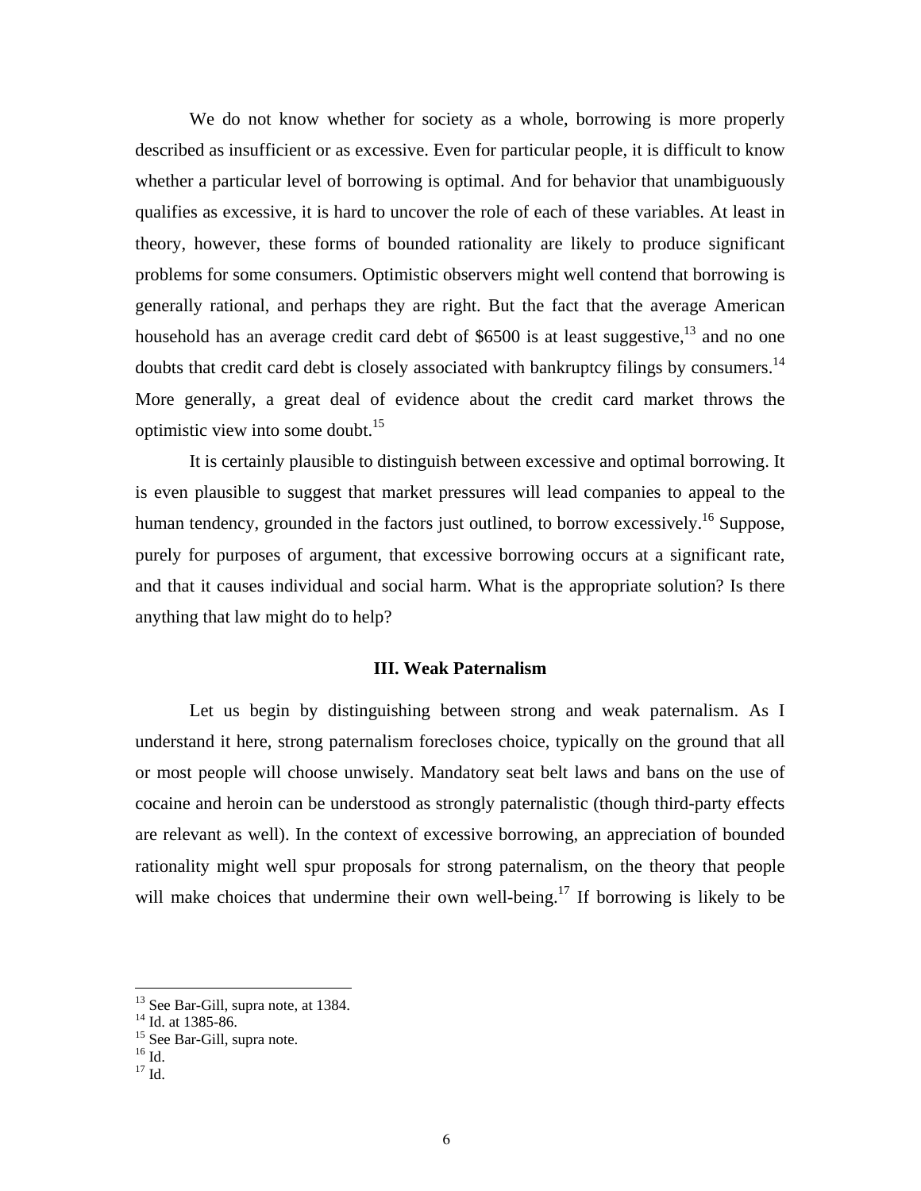We do not know whether for society as a whole, borrowing is more properly described as insufficient or as excessive. Even for particular people, it is difficult to know whether a particular level of borrowing is optimal. And for behavior that unambiguously qualifies as excessive, it is hard to uncover the role of each of these variables. At least in theory, however, these forms of bounded rationality are likely to produce significant problems for some consumers. Optimistic observers might well contend that borrowing is generally rational, and perhaps they are right. But the fact that the average American household has an average credit card debt of $6500 is at least suggestive,[13] and no one doubts that credit card debt is closely associated with bankruptcy filings by consumers.[14] More generally, a great deal of evidence about the credit card market throws the optimistic view into some doubt.[15]

It is certainly plausible to distinguish between excessive and optimal borrowing. It is even plausible to suggest that market pressures will lead companies to appeal to the human tendency, grounded in the factors just outlined, to borrow excessively.[16] Suppose, purely for purposes of argument, that excessive borrowing occurs at a significant rate, and that it causes individual and social harm. What is the appropriate solution? Is there anything that law might do to help?

### III. Weak Paternalism

Let us begin by distinguishing between strong and weak paternalism. As I understand it here, strong paternalism forecloses choice, typically on the ground that all or most people will choose unwisely. Mandatory seat belt laws and bans on the use of cocaine and heroin can be understood as strongly paternalistic (though third-party effects are relevant as well). In the context of excessive borrowing, an appreciation of bounded rationality might well spur proposals for strong paternalism, on the theory that people will make choices that undermine their own well-being.[17] If borrowing is likely to be

---

[13] See Bar-Gill, supra note, at 1384.
[14] Id. at 1385-86.
[15] See Bar-Gill, supra note.
[16] Id.
[17] Id.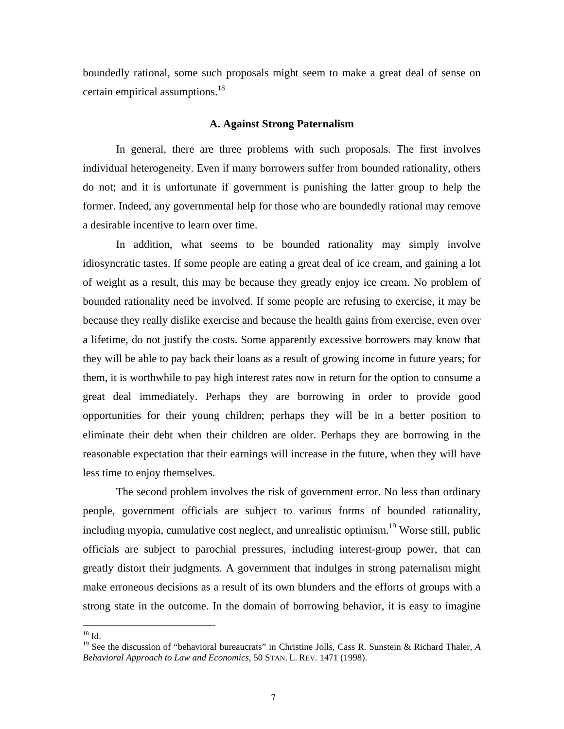boundedly rational, some such proposals might seem to make a great deal of sense on certain empirical assumptions.[18]

### A. Against Strong Paternalism

In general, there are three problems with such proposals. The first involves individual heterogeneity. Even if many borrowers suffer from bounded rationality, others do not; and it is unfortunate if government is punishing the latter group to help the former. Indeed, any governmental help for those who are boundedly rational may remove a desirable incentive to learn over time.

In addition, what seems to be bounded rationality may simply involve idiosyncratic tastes. If some people are eating a great deal of ice cream, and gaining a lot of weight as a result, this may be because they greatly enjoy ice cream. No problem of bounded rationality need be involved. If some people are refusing to exercise, it may be because they really dislike exercise and because the health gains from exercise, even over a lifetime, do not justify the costs. Some apparently excessive borrowers may know that they will be able to pay back their loans as a result of growing income in future years; for them, it is worthwhile to pay high interest rates now in return for the option to consume a great deal immediately. Perhaps they are borrowing in order to provide good opportunities for their young children; perhaps they will be in a better position to eliminate their debt when their children are older. Perhaps they are borrowing in the reasonable expectation that their earnings will increase in the future, when they will have less time to enjoy themselves.

The second problem involves the risk of government error. No less than ordinary people, government officials are subject to various forms of bounded rationality, including myopia, cumulative cost neglect, and unrealistic optimism.[19] Worse still, public officials are subject to parochial pressures, including interest-group power, that can greatly distort their judgments. A government that indulges in strong paternalism might make erroneous decisions as a result of its own blunders and the efforts of groups with a strong state in the outcome. In the domain of borrowing behavior, it is easy to imagine

---

[18] Id.

[19] See the discussion of "behavioral bureaucrats" in Christine Jolls, Cass R. Sunstein & Richard Thaler, *A Behavioral Approach to Law and Economics*, 50 STAN. L. REV. 1471 (1998).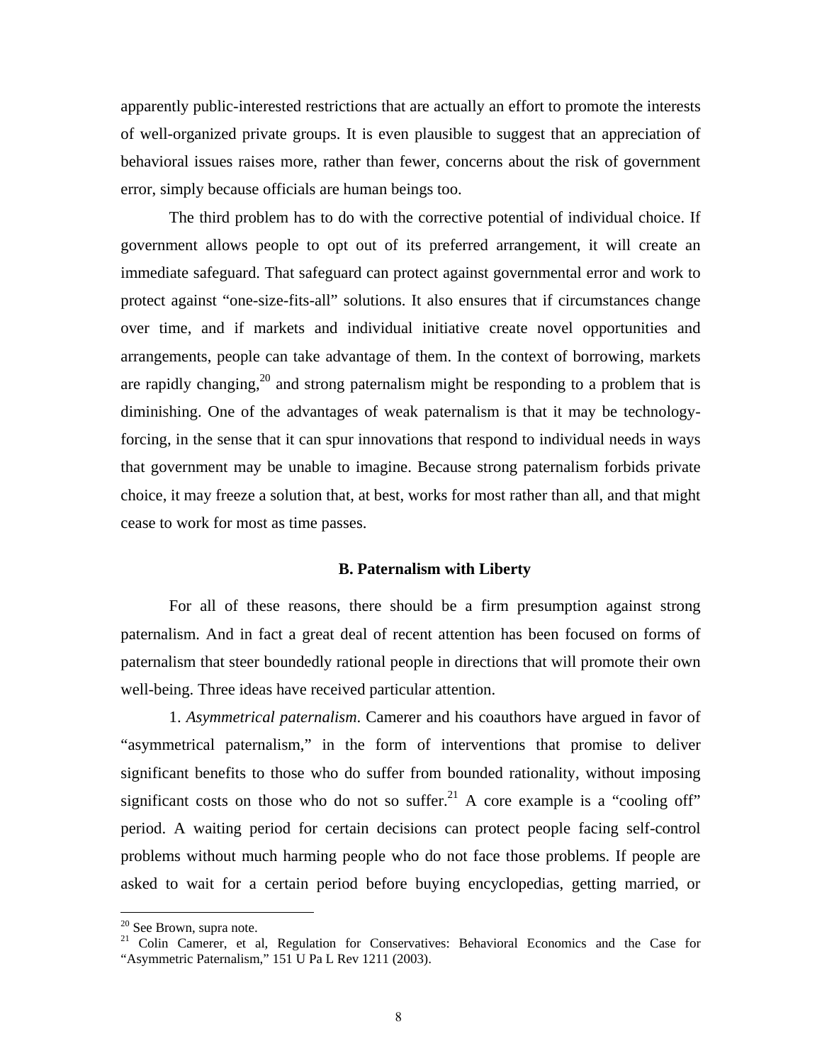apparently public-interested restrictions that are actually an effort to promote the interests of well-organized private groups. It is even plausible to suggest that an appreciation of behavioral issues raises more, rather than fewer, concerns about the risk of government error, simply because officials are human beings too.

The third problem has to do with the corrective potential of individual choice. If government allows people to opt out of its preferred arrangement, it will create an immediate safeguard. That safeguard can protect against governmental error and work to protect against "one-size-fits-all" solutions. It also ensures that if circumstances change over time, and if markets and individual initiative create novel opportunities and arrangements, people can take advantage of them. In the context of borrowing, markets are rapidly changing,[20] and strong paternalism might be responding to a problem that is diminishing. One of the advantages of weak paternalism is that it may be technology-forcing, in the sense that it can spur innovations that respond to individual needs in ways that government may be unable to imagine. Because strong paternalism forbids private choice, it may freeze a solution that, at best, works for most rather than all, and that might cease to work for most as time passes.

### B. Paternalism with Liberty

For all of these reasons, there should be a firm presumption against strong paternalism. And in fact a great deal of recent attention has been focused on forms of paternalism that steer boundedly rational people in directions that will promote their own well-being. Three ideas have received particular attention.

1. *Asymmetrical paternalism*. Camerer and his coauthors have argued in favor of "asymmetrical paternalism," in the form of interventions that promise to deliver significant benefits to those who do suffer from bounded rationality, without imposing significant costs on those who do not so suffer.[21] A core example is a "cooling off" period. A waiting period for certain decisions can protect people facing self-control problems without much harming people who do not face those problems. If people are asked to wait for a certain period before buying encyclopedias, getting married, or

---

[20] See Brown, supra note.

[21] Colin Camerer, et al, Regulation for Conservatives: Behavioral Economics and the Case for "Asymmetric Paternalism," 151 U Pa L Rev 1211 (2003).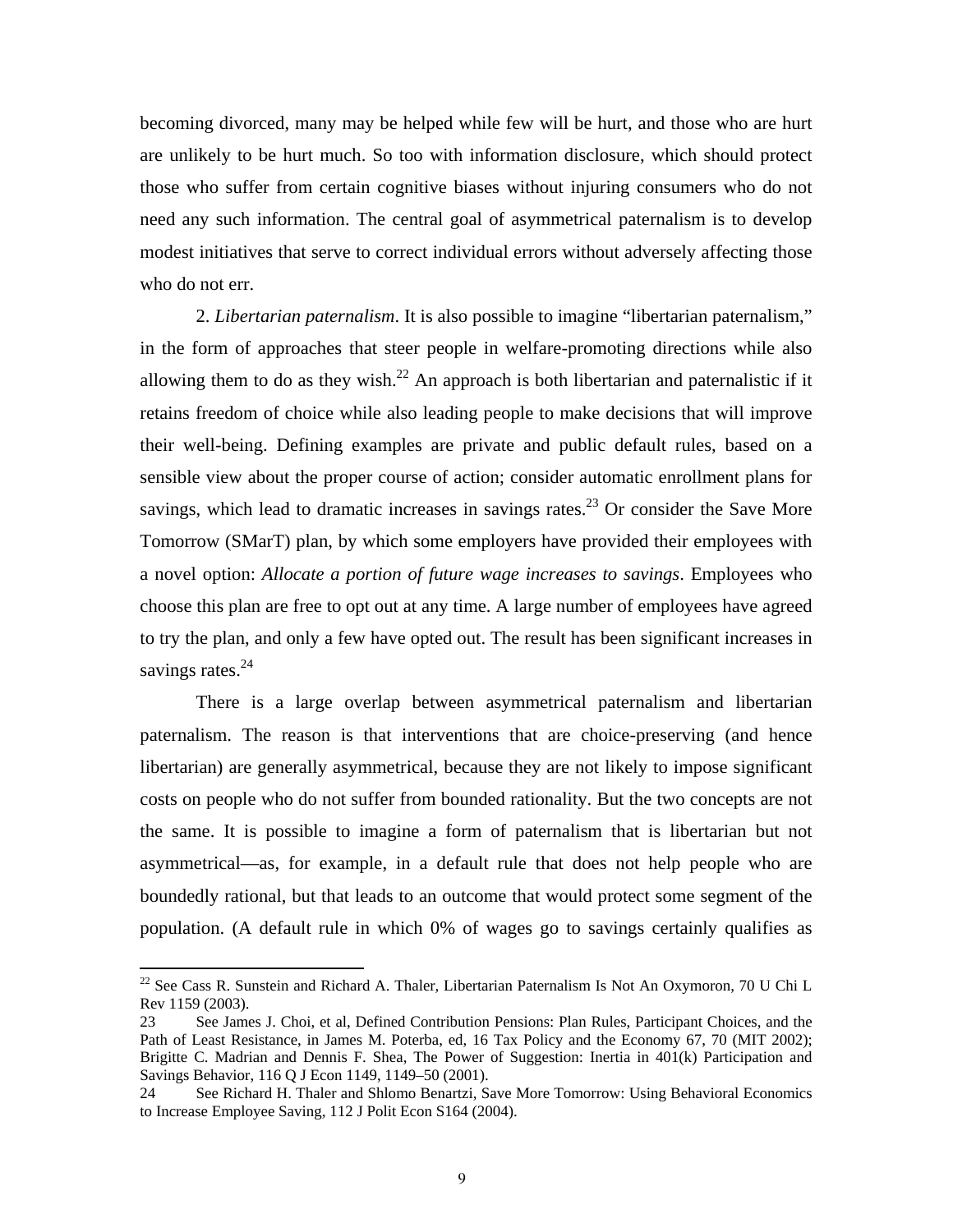becoming divorced, many may be helped while few will be hurt, and those who are hurt are unlikely to be hurt much. So too with information disclosure, which should protect those who suffer from certain cognitive biases without injuring consumers who do not need any such information. The central goal of asymmetrical paternalism is to develop modest initiatives that serve to correct individual errors without adversely affecting those who do not err.

2. *Libertarian paternalism*. It is also possible to imagine "libertarian paternalism," in the form of approaches that steer people in welfare-promoting directions while also allowing them to do as they wish.[22] An approach is both libertarian and paternalistic if it retains freedom of choice while also leading people to make decisions that will improve their well-being. Defining examples are private and public default rules, based on a sensible view about the proper course of action; consider automatic enrollment plans for savings, which lead to dramatic increases in savings rates.[23] Or consider the Save More Tomorrow (SMarT) plan, by which some employers have provided their employees with a novel option: *Allocate a portion of future wage increases to savings*. Employees who choose this plan are free to opt out at any time. A large number of employees have agreed to try the plan, and only a few have opted out. The result has been significant increases in savings rates.[24]

There is a large overlap between asymmetrical paternalism and libertarian paternalism. The reason is that interventions that are choice-preserving (and hence libertarian) are generally asymmetrical, because they are not likely to impose significant costs on people who do not suffer from bounded rationality. But the two concepts are not the same. It is possible to imagine a form of paternalism that is libertarian but not asymmetrical—as, for example, in a default rule that does not help people who are boundedly rational, but that leads to an outcome that would protect some segment of the population. (A default rule in which 0% of wages go to savings certainly qualifies as

---

[22] See Cass R. Sunstein and Richard A. Thaler, Libertarian Paternalism Is Not An Oxymoron, 70 U Chi L Rev 1159 (2003).

[23] See James J. Choi, et al, Defined Contribution Pensions: Plan Rules, Participant Choices, and the Path of Least Resistance, in James M. Poterba, ed, 16 Tax Policy and the Economy 67, 70 (MIT 2002); Brigitte C. Madrian and Dennis F. Shea, The Power of Suggestion: Inertia in 401(k) Participation and Savings Behavior, 116 Q J Econ 1149, 1149–50 (2001).

[24] See Richard H. Thaler and Shlomo Benartzi, Save More Tomorrow: Using Behavioral Economics to Increase Employee Saving, 112 J Polit Econ S164 (2004).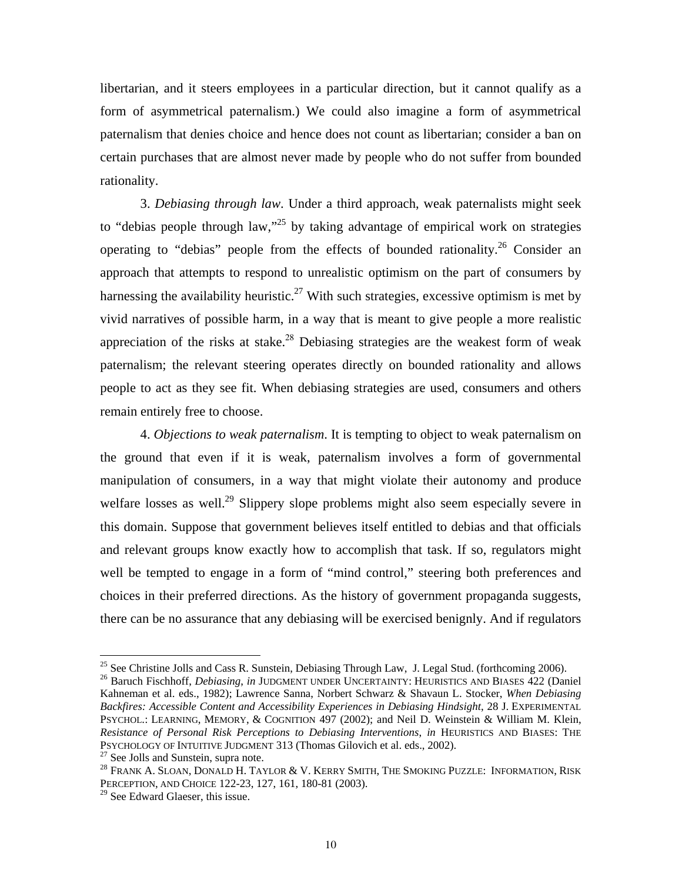libertarian, and it steers employees in a particular direction, but it cannot qualify as a form of asymmetrical paternalism.) We could also imagine a form of asymmetrical paternalism that denies choice and hence does not count as libertarian; consider a ban on certain purchases that are almost never made by people who do not suffer from bounded rationality.

3. *Debiasing through law*. Under a third approach, weak paternalists might seek to "debias people through law,"[25] by taking advantage of empirical work on strategies operating to "debias" people from the effects of bounded rationality.[26] Consider an approach that attempts to respond to unrealistic optimism on the part of consumers by harnessing the availability heuristic.[27] With such strategies, excessive optimism is met by vivid narratives of possible harm, in a way that is meant to give people a more realistic appreciation of the risks at stake.[28] Debiasing strategies are the weakest form of weak paternalism; the relevant steering operates directly on bounded rationality and allows people to act as they see fit. When debiasing strategies are used, consumers and others remain entirely free to choose.

4. *Objections to weak paternalism*. It is tempting to object to weak paternalism on the ground that even if it is weak, paternalism involves a form of governmental manipulation of consumers, in a way that might violate their autonomy and produce welfare losses as well.[29] Slippery slope problems might also seem especially severe in this domain. Suppose that government believes itself entitled to debias and that officials and relevant groups know exactly how to accomplish that task. If so, regulators might well be tempted to engage in a form of "mind control," steering both preferences and choices in their preferred directions. As the history of government propaganda suggests, there can be no assurance that any debiasing will be exercised benignly. And if regulators

---

[25] See Christine Jolls and Cass R. Sunstein, Debiasing Through Law, J. Legal Stud. (forthcoming 2006).

[26] Baruch Fischhoff, *Debiasing*, *in* JUDGMENT UNDER UNCERTAINTY: HEURISTICS AND BIASES 422 (Daniel Kahneman et al. eds., 1982); Lawrence Sanna, Norbert Schwarz & Shavaun L. Stocker, *When Debiasing Backfires: Accessible Content and Accessibility Experiences in Debiasing Hindsight*, 28 J. EXPERIMENTAL PSYCHOL.: LEARNING, MEMORY, & COGNITION 497 (2002); and Neil D. Weinstein & William M. Klein, *Resistance of Personal Risk Perceptions to Debiasing Interventions*, *in* HEURISTICS AND BIASES: THE PSYCHOLOGY OF INTUITIVE JUDGMENT 313 (Thomas Gilovich et al. eds., 2002).

[27] See Jolls and Sunstein, supra note.

[28] FRANK A. SLOAN, DONALD H. TAYLOR & V. KERRY SMITH, THE SMOKING PUZZLE: INFORMATION, RISK PERCEPTION, AND CHOICE 122-23, 127, 161, 180-81 (2003).

[29] See Edward Glaeser, this issue.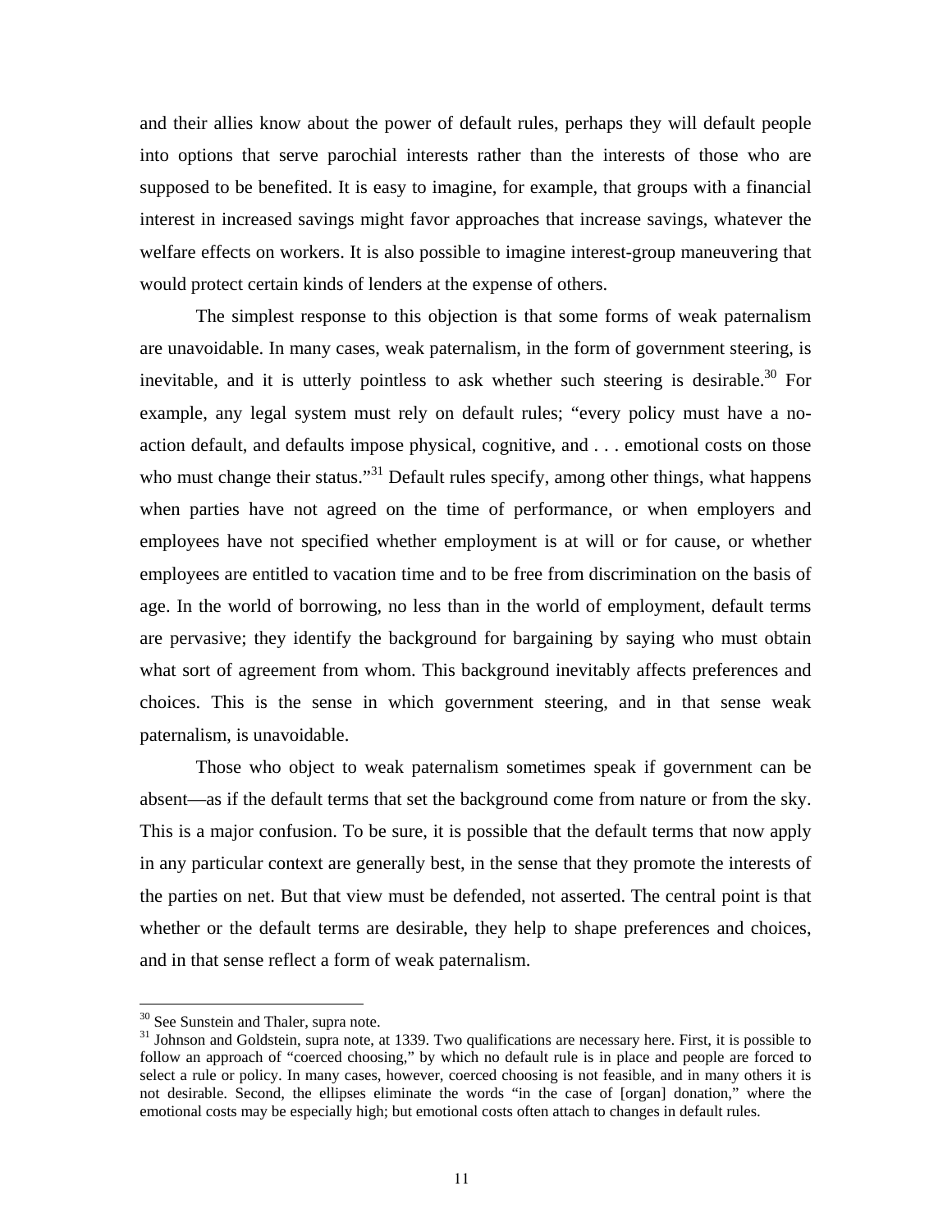and their allies know about the power of default rules, perhaps they will default people into options that serve parochial interests rather than the interests of those who are supposed to be benefited. It is easy to imagine, for example, that groups with a financial interest in increased savings might favor approaches that increase savings, whatever the welfare effects on workers. It is also possible to imagine interest-group maneuvering that would protect certain kinds of lenders at the expense of others.

The simplest response to this objection is that some forms of weak paternalism are unavoidable. In many cases, weak paternalism, in the form of government steering, is inevitable, and it is utterly pointless to ask whether such steering is desirable.[30] For example, any legal system must rely on default rules; "every policy must have a no-action default, and defaults impose physical, cognitive, and . . . emotional costs on those who must change their status."[31] Default rules specify, among other things, what happens when parties have not agreed on the time of performance, or when employers and employees have not specified whether employment is at will or for cause, or whether employees are entitled to vacation time and to be free from discrimination on the basis of age. In the world of borrowing, no less than in the world of employment, default terms are pervasive; they identify the background for bargaining by saying who must obtain what sort of agreement from whom. This background inevitably affects preferences and choices. This is the sense in which government steering, and in that sense weak paternalism, is unavoidable.

Those who object to weak paternalism sometimes speak if government can be absent—as if the default terms that set the background come from nature or from the sky. This is a major confusion. To be sure, it is possible that the default terms that now apply in any particular context are generally best, in the sense that they promote the interests of the parties on net. But that view must be defended, not asserted. The central point is that whether or the default terms are desirable, they help to shape preferences and choices, and in that sense reflect a form of weak paternalism.

---

[30] See Sunstein and Thaler, supra note.

[31] Johnson and Goldstein, supra note, at 1339. Two qualifications are necessary here. First, it is possible to follow an approach of "coerced choosing," by which no default rule is in place and people are forced to select a rule or policy. In many cases, however, coerced choosing is not feasible, and in many others it is not desirable. Second, the ellipses eliminate the words "in the case of [organ] donation," where the emotional costs may be especially high; but emotional costs often attach to changes in default rules.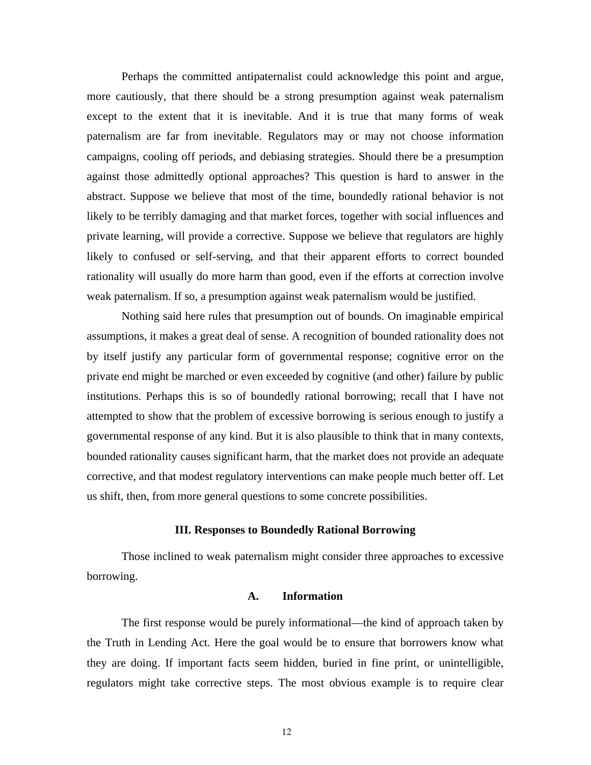Perhaps the committed antipaternalist could acknowledge this point and argue, more cautiously, that there should be a strong presumption against weak paternalism except to the extent that it is inevitable. And it is true that many forms of weak paternalism are far from inevitable. Regulators may or may not choose information campaigns, cooling off periods, and debiasing strategies. Should there be a presumption against those admittedly optional approaches? This question is hard to answer in the abstract. Suppose we believe that most of the time, boundedly rational behavior is not likely to be terribly damaging and that market forces, together with social influences and private learning, will provide a corrective. Suppose we believe that regulators are highly likely to confused or self-serving, and that their apparent efforts to correct bounded rationality will usually do more harm than good, even if the efforts at correction involve weak paternalism. If so, a presumption against weak paternalism would be justified.

Nothing said here rules that presumption out of bounds. On imaginable empirical assumptions, it makes a great deal of sense. A recognition of bounded rationality does not by itself justify any particular form of governmental response; cognitive error on the private end might be marched or even exceeded by cognitive (and other) failure by public institutions. Perhaps this is so of boundedly rational borrowing; recall that I have not attempted to show that the problem of excessive borrowing is serious enough to justify a governmental response of any kind. But it is also plausible to think that in many contexts, bounded rationality causes significant harm, that the market does not provide an adequate corrective, and that modest regulatory interventions can make people much better off. Let us shift, then, from more general questions to some concrete possibilities.

## III. Responses to Boundedly Rational Borrowing

Those inclined to weak paternalism might consider three approaches to excessive borrowing.

### A. Information

The first response would be purely informational—the kind of approach taken by the Truth in Lending Act. Here the goal would be to ensure that borrowers know what they are doing. If important facts seem hidden, buried in fine print, or unintelligible, regulators might take corrective steps. The most obvious example is to require clear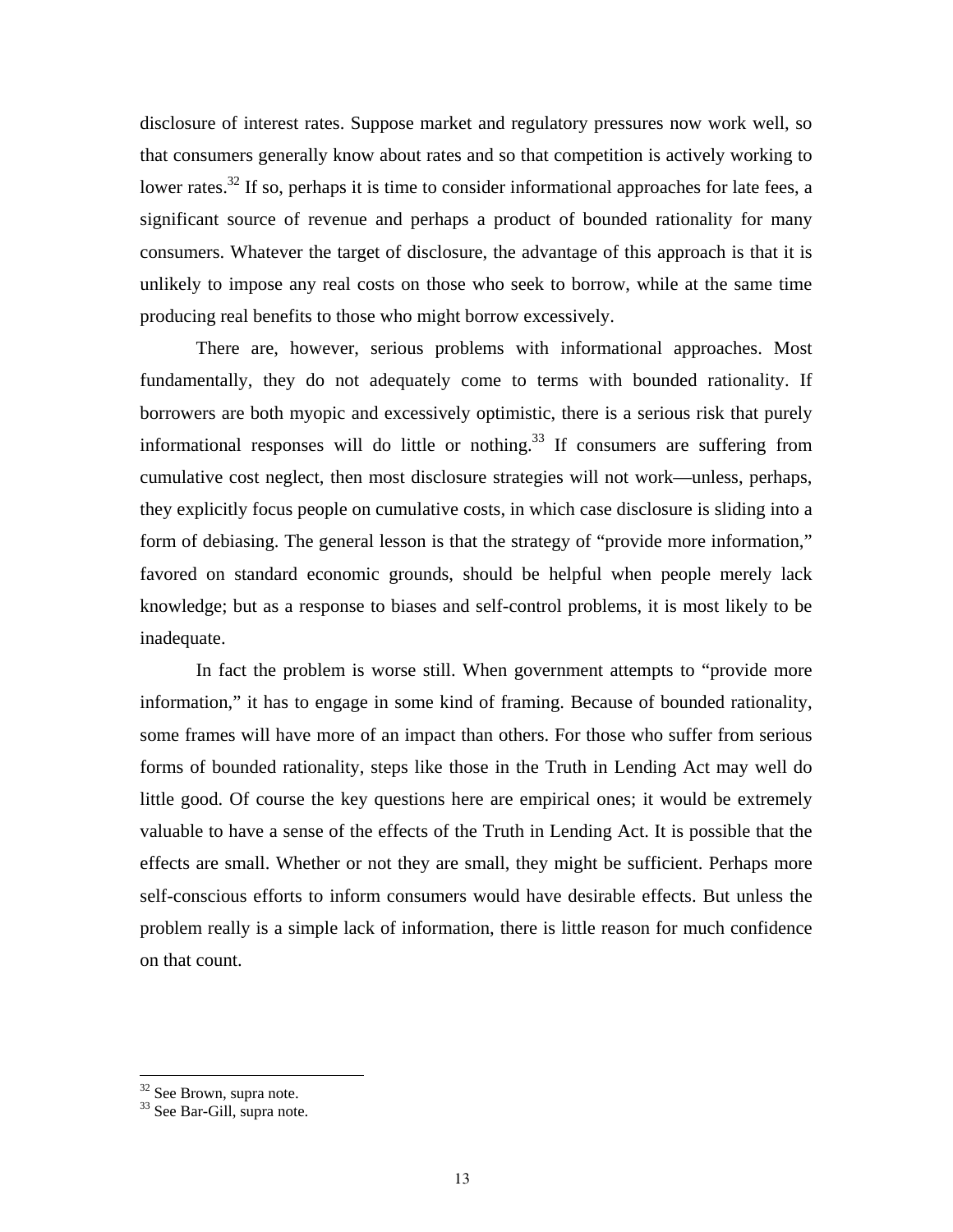disclosure of interest rates. Suppose market and regulatory pressures now work well, so that consumers generally know about rates and so that competition is actively working to lower rates.[32] If so, perhaps it is time to consider informational approaches for late fees, a significant source of revenue and perhaps a product of bounded rationality for many consumers. Whatever the target of disclosure, the advantage of this approach is that it is unlikely to impose any real costs on those who seek to borrow, while at the same time producing real benefits to those who might borrow excessively.

There are, however, serious problems with informational approaches. Most fundamentally, they do not adequately come to terms with bounded rationality. If borrowers are both myopic and excessively optimistic, there is a serious risk that purely informational responses will do little or nothing.[33] If consumers are suffering from cumulative cost neglect, then most disclosure strategies will not work—unless, perhaps, they explicitly focus people on cumulative costs, in which case disclosure is sliding into a form of debiasing. The general lesson is that the strategy of "provide more information," favored on standard economic grounds, should be helpful when people merely lack knowledge; but as a response to biases and self-control problems, it is most likely to be inadequate.

In fact the problem is worse still. When government attempts to "provide more information," it has to engage in some kind of framing. Because of bounded rationality, some frames will have more of an impact than others. For those who suffer from serious forms of bounded rationality, steps like those in the Truth in Lending Act may well do little good. Of course the key questions here are empirical ones; it would be extremely valuable to have a sense of the effects of the Truth in Lending Act. It is possible that the effects are small. Whether or not they are small, they might be sufficient. Perhaps more self-conscious efforts to inform consumers would have desirable effects. But unless the problem really is a simple lack of information, there is little reason for much confidence on that count.

---

[32] See Brown, supra note.

[33] See Bar-Gill, supra note.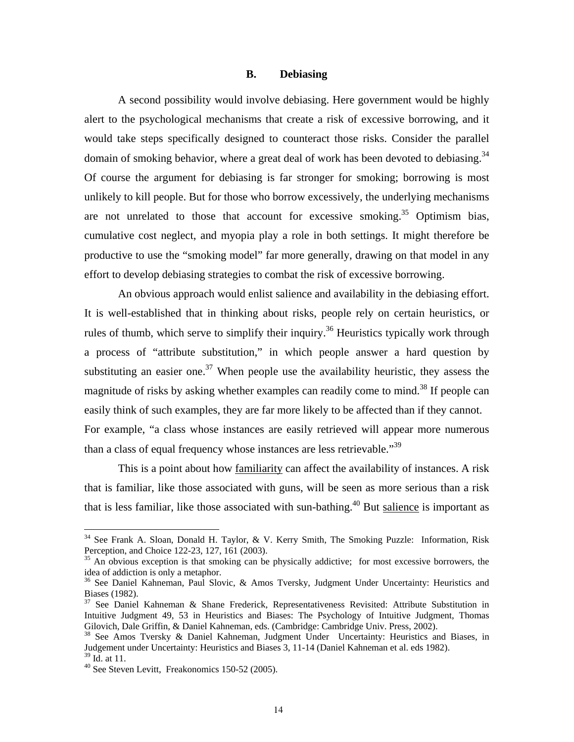### B. Debiasing

A second possibility would involve debiasing. Here government would be highly alert to the psychological mechanisms that create a risk of excessive borrowing, and it would take steps specifically designed to counteract those risks. Consider the parallel domain of smoking behavior, where a great deal of work has been devoted to debiasing.[34] Of course the argument for debiasing is far stronger for smoking; borrowing is most unlikely to kill people. But for those who borrow excessively, the underlying mechanisms are not unrelated to those that account for excessive smoking.[35] Optimism bias, cumulative cost neglect, and myopia play a role in both settings. It might therefore be productive to use the "smoking model" far more generally, drawing on that model in any effort to develop debiasing strategies to combat the risk of excessive borrowing.

An obvious approach would enlist salience and availability in the debiasing effort. It is well-established that in thinking about risks, people rely on certain heuristics, or rules of thumb, which serve to simplify their inquiry.[36] Heuristics typically work through a process of "attribute substitution," in which people answer a hard question by substituting an easier one.[37] When people use the availability heuristic, they assess the magnitude of risks by asking whether examples can readily come to mind.[38] If people can easily think of such examples, they are far more likely to be affected than if they cannot. For example, "a class whose instances are easily retrieved will appear more numerous than a class of equal frequency whose instances are less retrievable."[39]

This is a point about how <u>familiarity</u> can affect the availability of instances. A risk that is familiar, like those associated with guns, will be seen as more serious than a risk that is less familiar, like those associated with sun-bathing.[40] But <u>salience</u> is important as

---

[34] See Frank A. Sloan, Donald H. Taylor, & V. Kerry Smith, The Smoking Puzzle: Information, Risk Perception, and Choice 122-23, 127, 161 (2003).

[35] An obvious exception is that smoking can be physically addictive; for most excessive borrowers, the idea of addiction is only a metaphor.

[36] See Daniel Kahneman, Paul Slovic, & Amos Tversky, Judgment Under Uncertainty: Heuristics and Biases (1982).

[37] See Daniel Kahneman & Shane Frederick, Representativeness Revisited: Attribute Substitution in Intuitive Judgment 49, 53 in Heuristics and Biases: The Psychology of Intuitive Judgment, Thomas Gilovich, Dale Griffin, & Daniel Kahneman, eds. (Cambridge: Cambridge Univ. Press, 2002).

[38] See Amos Tversky & Daniel Kahneman, Judgment Under Uncertainty: Heuristics and Biases, in Judgement under Uncertainty: Heuristics and Biases 3, 11-14 (Daniel Kahneman et al. eds 1982).

[39] Id. at 11.

[40] See Steven Levitt, Freakonomics 150-52 (2005).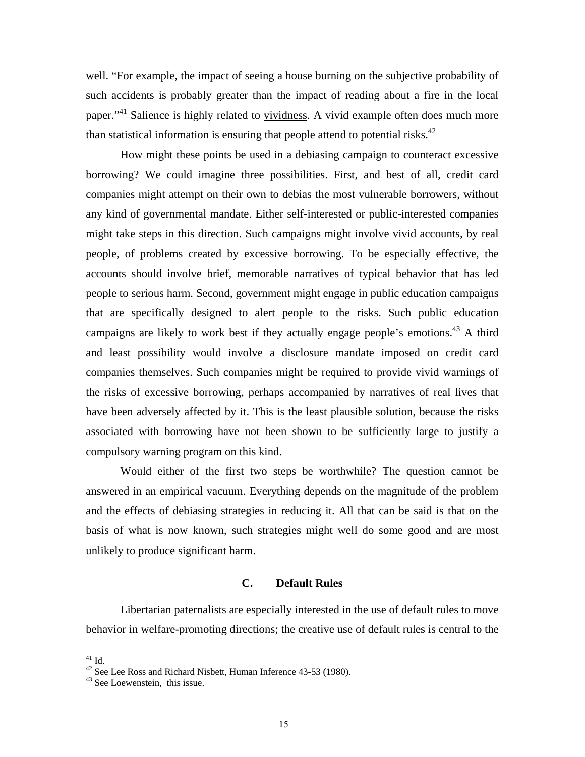well. "For example, the impact of seeing a house burning on the subjective probability of such accidents is probably greater than the impact of reading about a fire in the local paper."[41] Salience is highly related to vividness. A vivid example often does much more than statistical information is ensuring that people attend to potential risks.[42]

How might these points be used in a debiasing campaign to counteract excessive borrowing? We could imagine three possibilities. First, and best of all, credit card companies might attempt on their own to debias the most vulnerable borrowers, without any kind of governmental mandate. Either self-interested or public-interested companies might take steps in this direction. Such campaigns might involve vivid accounts, by real people, of problems created by excessive borrowing. To be especially effective, the accounts should involve brief, memorable narratives of typical behavior that has led people to serious harm. Second, government might engage in public education campaigns that are specifically designed to alert people to the risks. Such public education campaigns are likely to work best if they actually engage people's emotions.[43] A third and least possibility would involve a disclosure mandate imposed on credit card companies themselves. Such companies might be required to provide vivid warnings of the risks of excessive borrowing, perhaps accompanied by narratives of real lives that have been adversely affected by it. This is the least plausible solution, because the risks associated with borrowing have not been shown to be sufficiently large to justify a compulsory warning program on this kind.

Would either of the first two steps be worthwhile? The question cannot be answered in an empirical vacuum. Everything depends on the magnitude of the problem and the effects of debiasing strategies in reducing it. All that can be said is that on the basis of what is now known, such strategies might well do some good and are most unlikely to produce significant harm.

### C. Default Rules

Libertarian paternalists are especially interested in the use of default rules to move behavior in welfare-promoting directions; the creative use of default rules is central to the

---

[41] Id.

[42] See Lee Ross and Richard Nisbett, Human Inference 43-53 (1980).

[43] See Loewenstein, this issue.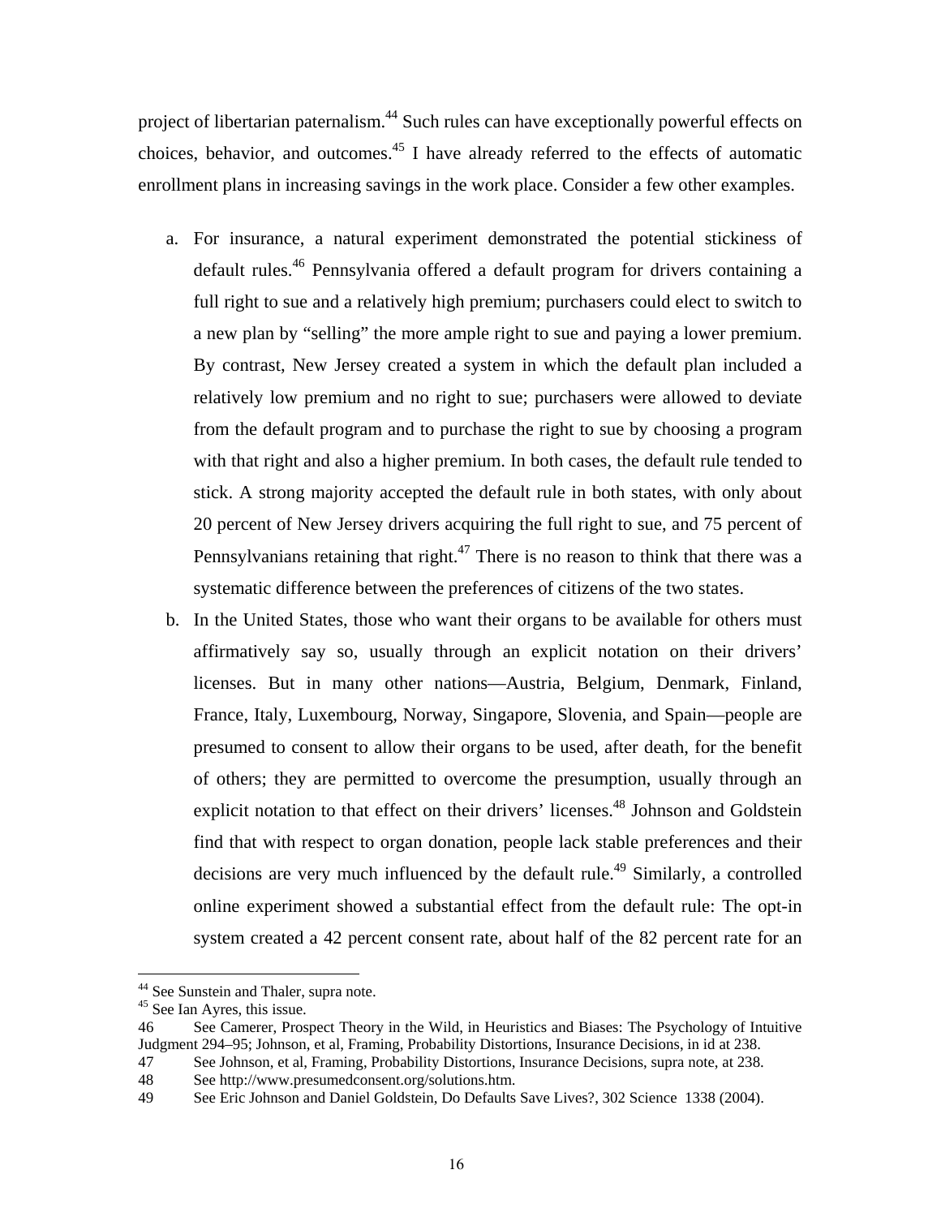project of libertarian paternalism.[44] Such rules can have exceptionally powerful effects on choices, behavior, and outcomes.[45] I have already referred to the effects of automatic enrollment plans in increasing savings in the work place. Consider a few other examples.

a. For insurance, a natural experiment demonstrated the potential stickiness of default rules.[46] Pennsylvania offered a default program for drivers containing a full right to sue and a relatively high premium; purchasers could elect to switch to a new plan by "selling" the more ample right to sue and paying a lower premium. By contrast, New Jersey created a system in which the default plan included a relatively low premium and no right to sue; purchasers were allowed to deviate from the default program and to purchase the right to sue by choosing a program with that right and also a higher premium. In both cases, the default rule tended to stick. A strong majority accepted the default rule in both states, with only about 20 percent of New Jersey drivers acquiring the full right to sue, and 75 percent of Pennsylvanians retaining that right.[47] There is no reason to think that there was a systematic difference between the preferences of citizens of the two states.

b. In the United States, those who want their organs to be available for others must affirmatively say so, usually through an explicit notation on their drivers' licenses. But in many other nations—Austria, Belgium, Denmark, Finland, France, Italy, Luxembourg, Norway, Singapore, Slovenia, and Spain—people are presumed to consent to allow their organs to be used, after death, for the benefit of others; they are permitted to overcome the presumption, usually through an explicit notation to that effect on their drivers' licenses.[48] Johnson and Goldstein find that with respect to organ donation, people lack stable preferences and their decisions are very much influenced by the default rule.[49] Similarly, a controlled online experiment showed a substantial effect from the default rule: The opt-in system created a 42 percent consent rate, about half of the 82 percent rate for an

---

[44] See Sunstein and Thaler, supra note.

[45] See Ian Ayres, this issue.

[46] See Camerer, Prospect Theory in the Wild, in Heuristics and Biases: The Psychology of Intuitive Judgment 294–95; Johnson, et al, Framing, Probability Distortions, Insurance Decisions, in id at 238.

[47] See Johnson, et al, Framing, Probability Distortions, Insurance Decisions, supra note, at 238.

[48] See http://www.presumedconsent.org/solutions.htm.

[49] See Eric Johnson and Daniel Goldstein, Do Defaults Save Lives?, 302 Science 1338 (2004).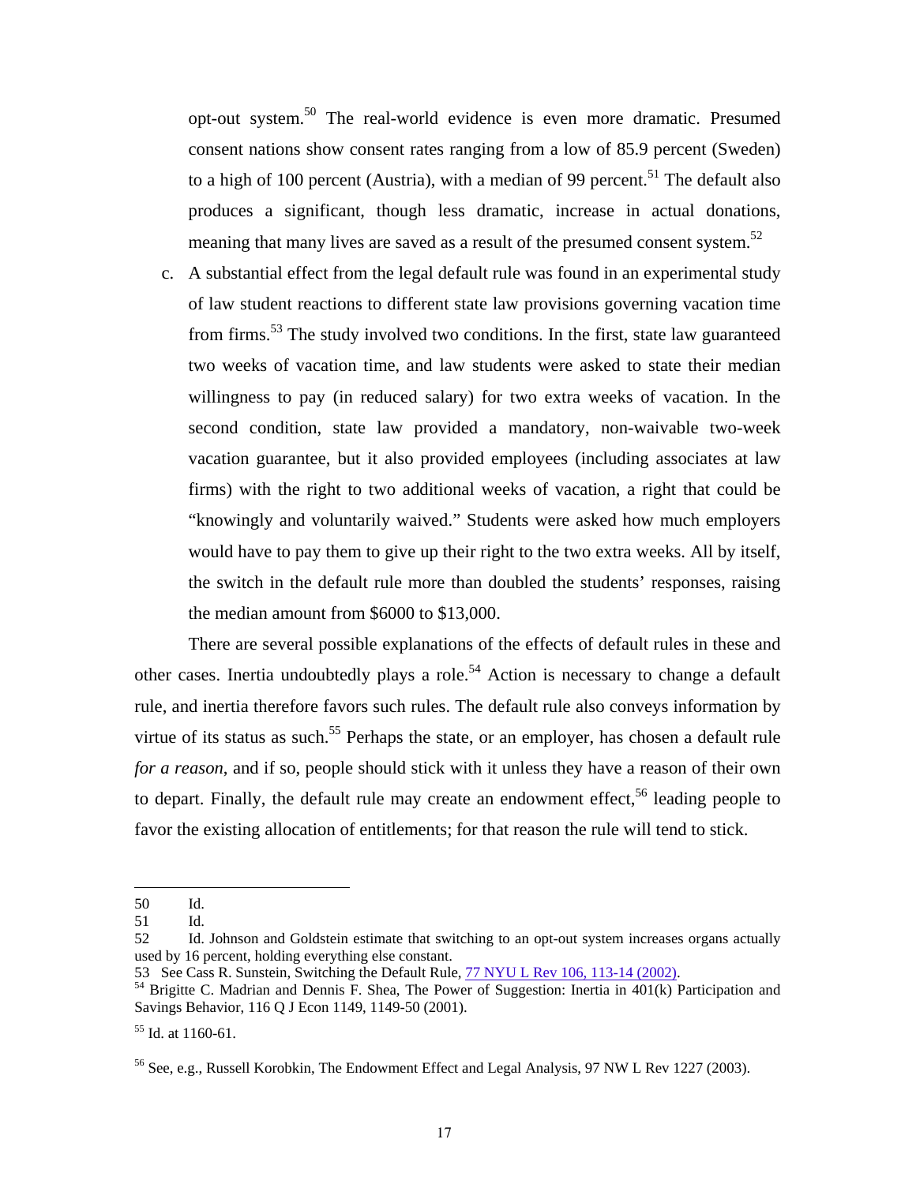opt-out system.[50] The real-world evidence is even more dramatic. Presumed consent nations show consent rates ranging from a low of 85.9 percent (Sweden) to a high of 100 percent (Austria), with a median of 99 percent.[51] The default also produces a significant, though less dramatic, increase in actual donations, meaning that many lives are saved as a result of the presumed consent system.[52]

c. A substantial effect from the legal default rule was found in an experimental study of law student reactions to different state law provisions governing vacation time from firms.[53] The study involved two conditions. In the first, state law guaranteed two weeks of vacation time, and law students were asked to state their median willingness to pay (in reduced salary) for two extra weeks of vacation. In the second condition, state law provided a mandatory, non-waivable two-week vacation guarantee, but it also provided employees (including associates at law firms) with the right to two additional weeks of vacation, a right that could be "knowingly and voluntarily waived." Students were asked how much employers would have to pay them to give up their right to the two extra weeks. All by itself, the switch in the default rule more than doubled the students' responses, raising the median amount from $6000 to $13,000.

There are several possible explanations of the effects of default rules in these and other cases. Inertia undoubtedly plays a role.[54] Action is necessary to change a default rule, and inertia therefore favors such rules. The default rule also conveys information by virtue of its status as such.[55] Perhaps the state, or an employer, has chosen a default rule *for a reason*, and if so, people should stick with it unless they have a reason of their own to depart. Finally, the default rule may create an endowment effect,[56] leading people to favor the existing allocation of entitlements; for that reason the rule will tend to stick.

---

50 Id.

51 Id.

52 Id. Johnson and Goldstein estimate that switching to an opt-out system increases organs actually used by 16 percent, holding everything else constant.

53 See Cass R. Sunstein, Switching the Default Rule, 77 NYU L Rev 106, 113-14 (2002).

54 Brigitte C. Madrian and Dennis F. Shea, The Power of Suggestion: Inertia in 401(k) Participation and Savings Behavior, 116 Q J Econ 1149, 1149-50 (2001).

55 Id. at 1160-61.

56 See, e.g., Russell Korobkin, The Endowment Effect and Legal Analysis, 97 NW L Rev 1227 (2003).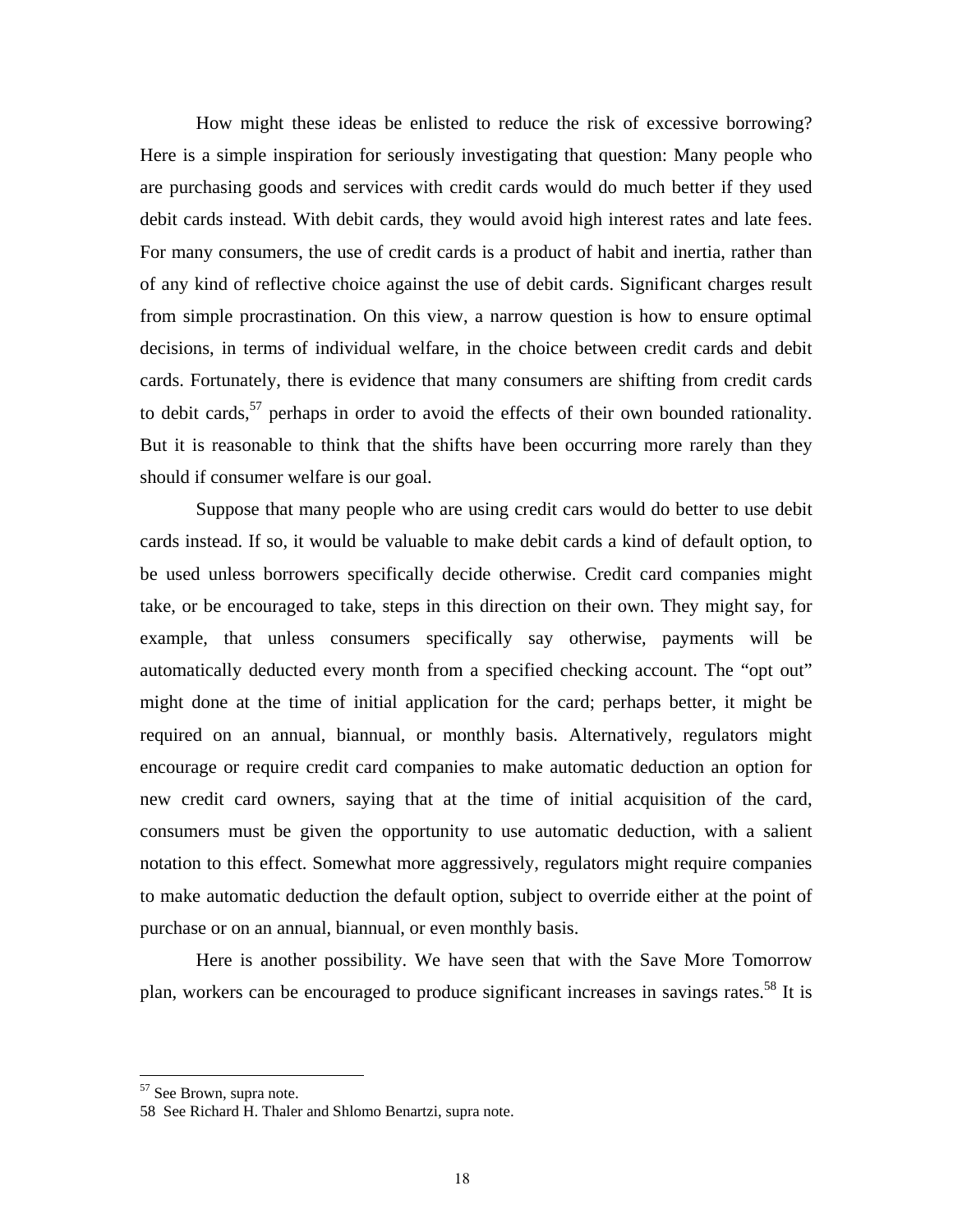How might these ideas be enlisted to reduce the risk of excessive borrowing? Here is a simple inspiration for seriously investigating that question: Many people who are purchasing goods and services with credit cards would do much better if they used debit cards instead. With debit cards, they would avoid high interest rates and late fees. For many consumers, the use of credit cards is a product of habit and inertia, rather than of any kind of reflective choice against the use of debit cards. Significant charges result from simple procrastination. On this view, a narrow question is how to ensure optimal decisions, in terms of individual welfare, in the choice between credit cards and debit cards. Fortunately, there is evidence that many consumers are shifting from credit cards to debit cards,[57] perhaps in order to avoid the effects of their own bounded rationality. But it is reasonable to think that the shifts have been occurring more rarely than they should if consumer welfare is our goal.

Suppose that many people who are using credit cars would do better to use debit cards instead. If so, it would be valuable to make debit cards a kind of default option, to be used unless borrowers specifically decide otherwise. Credit card companies might take, or be encouraged to take, steps in this direction on their own. They might say, for example, that unless consumers specifically say otherwise, payments will be automatically deducted every month from a specified checking account. The "opt out" might done at the time of initial application for the card; perhaps better, it might be required on an annual, biannual, or monthly basis. Alternatively, regulators might encourage or require credit card companies to make automatic deduction an option for new credit card owners, saying that at the time of initial acquisition of the card, consumers must be given the opportunity to use automatic deduction, with a salient notation to this effect. Somewhat more aggressively, regulators might require companies to make automatic deduction the default option, subject to override either at the point of purchase or on an annual, biannual, or even monthly basis.

Here is another possibility. We have seen that with the Save More Tomorrow plan, workers can be encouraged to produce significant increases in savings rates.[58] It is

---

[57] See Brown, supra note.

58 See Richard H. Thaler and Shlomo Benartzi, supra note.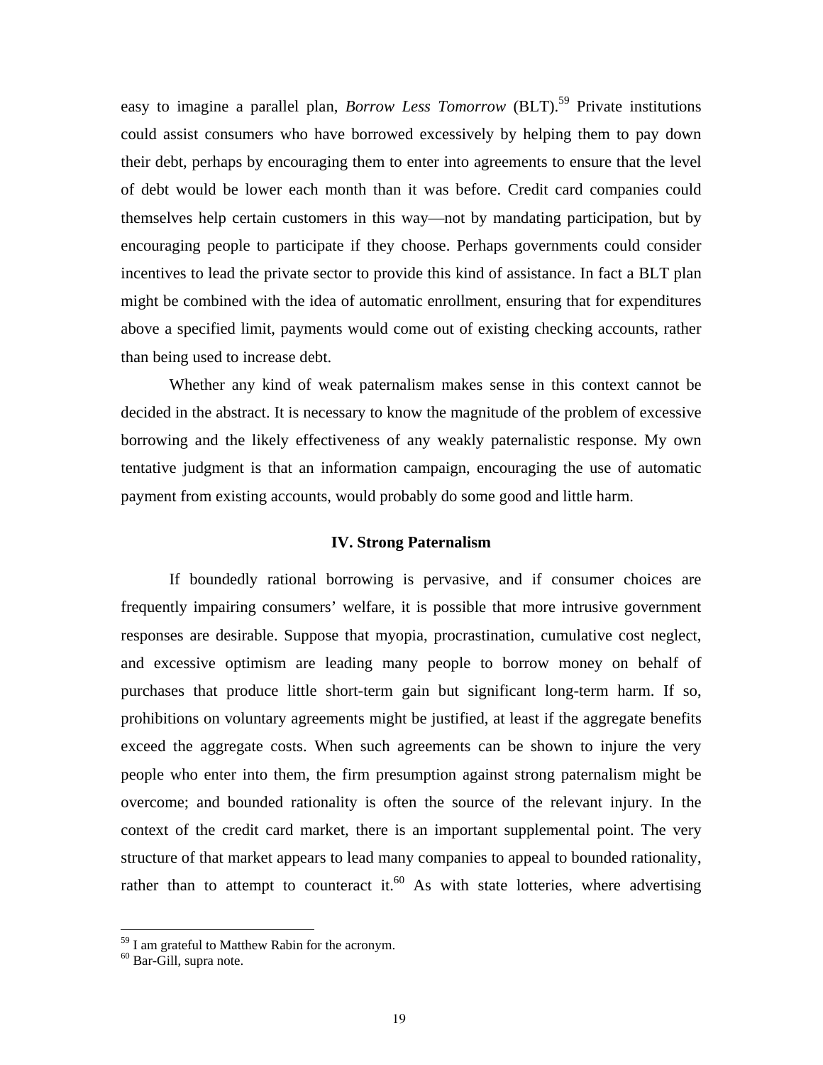easy to imagine a parallel plan, *Borrow Less Tomorrow* (BLT).[59] Private institutions could assist consumers who have borrowed excessively by helping them to pay down their debt, perhaps by encouraging them to enter into agreements to ensure that the level of debt would be lower each month than it was before. Credit card companies could themselves help certain customers in this way—not by mandating participation, but by encouraging people to participate if they choose. Perhaps governments could consider incentives to lead the private sector to provide this kind of assistance. In fact a BLT plan might be combined with the idea of automatic enrollment, ensuring that for expenditures above a specified limit, payments would come out of existing checking accounts, rather than being used to increase debt.

Whether any kind of weak paternalism makes sense in this context cannot be decided in the abstract. It is necessary to know the magnitude of the problem of excessive borrowing and the likely effectiveness of any weakly paternalistic response. My own tentative judgment is that an information campaign, encouraging the use of automatic payment from existing accounts, would probably do some good and little harm.

## IV. Strong Paternalism

If boundedly rational borrowing is pervasive, and if consumer choices are frequently impairing consumers' welfare, it is possible that more intrusive government responses are desirable. Suppose that myopia, procrastination, cumulative cost neglect, and excessive optimism are leading many people to borrow money on behalf of purchases that produce little short-term gain but significant long-term harm. If so, prohibitions on voluntary agreements might be justified, at least if the aggregate benefits exceed the aggregate costs. When such agreements can be shown to injure the very people who enter into them, the firm presumption against strong paternalism might be overcome; and bounded rationality is often the source of the relevant injury. In the context of the credit card market, there is an important supplemental point. The very structure of that market appears to lead many companies to appeal to bounded rationality, rather than to attempt to counteract it.[60] As with state lotteries, where advertising

---

[59] I am grateful to Matthew Rabin for the acronym.

[60] Bar-Gill, supra note.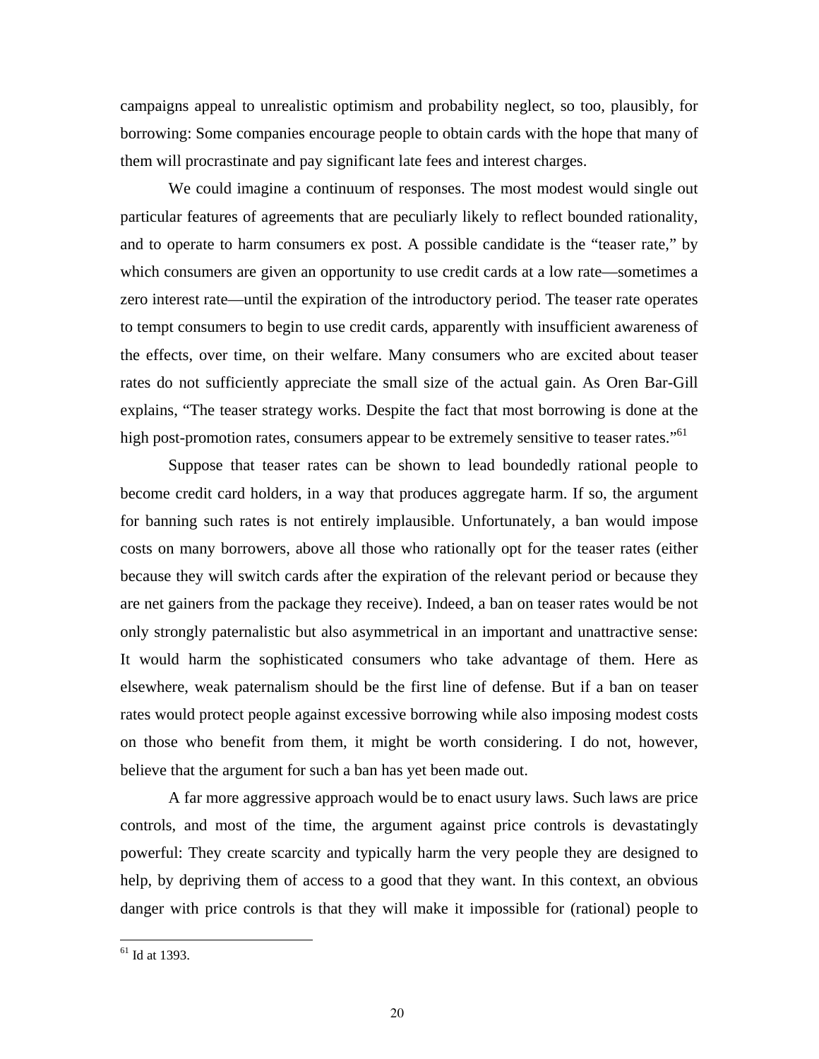campaigns appeal to unrealistic optimism and probability neglect, so too, plausibly, for borrowing: Some companies encourage people to obtain cards with the hope that many of them will procrastinate and pay significant late fees and interest charges.

We could imagine a continuum of responses. The most modest would single out particular features of agreements that are peculiarly likely to reflect bounded rationality, and to operate to harm consumers ex post. A possible candidate is the "teaser rate," by which consumers are given an opportunity to use credit cards at a low rate—sometimes a zero interest rate—until the expiration of the introductory period. The teaser rate operates to tempt consumers to begin to use credit cards, apparently with insufficient awareness of the effects, over time, on their welfare. Many consumers who are excited about teaser rates do not sufficiently appreciate the small size of the actual gain. As Oren Bar-Gill explains, "The teaser strategy works. Despite the fact that most borrowing is done at the high post-promotion rates, consumers appear to be extremely sensitive to teaser rates."[61]

Suppose that teaser rates can be shown to lead boundedly rational people to become credit card holders, in a way that produces aggregate harm. If so, the argument for banning such rates is not entirely implausible. Unfortunately, a ban would impose costs on many borrowers, above all those who rationally opt for the teaser rates (either because they will switch cards after the expiration of the relevant period or because they are net gainers from the package they receive). Indeed, a ban on teaser rates would be not only strongly paternalistic but also asymmetrical in an important and unattractive sense: It would harm the sophisticated consumers who take advantage of them. Here as elsewhere, weak paternalism should be the first line of defense. But if a ban on teaser rates would protect people against excessive borrowing while also imposing modest costs on those who benefit from them, it might be worth considering. I do not, however, believe that the argument for such a ban has yet been made out.

A far more aggressive approach would be to enact usury laws. Such laws are price controls, and most of the time, the argument against price controls is devastatingly powerful: They create scarcity and typically harm the very people they are designed to help, by depriving them of access to a good that they want. In this context, an obvious danger with price controls is that they will make it impossible for (rational) people to

[61] Id at 1393.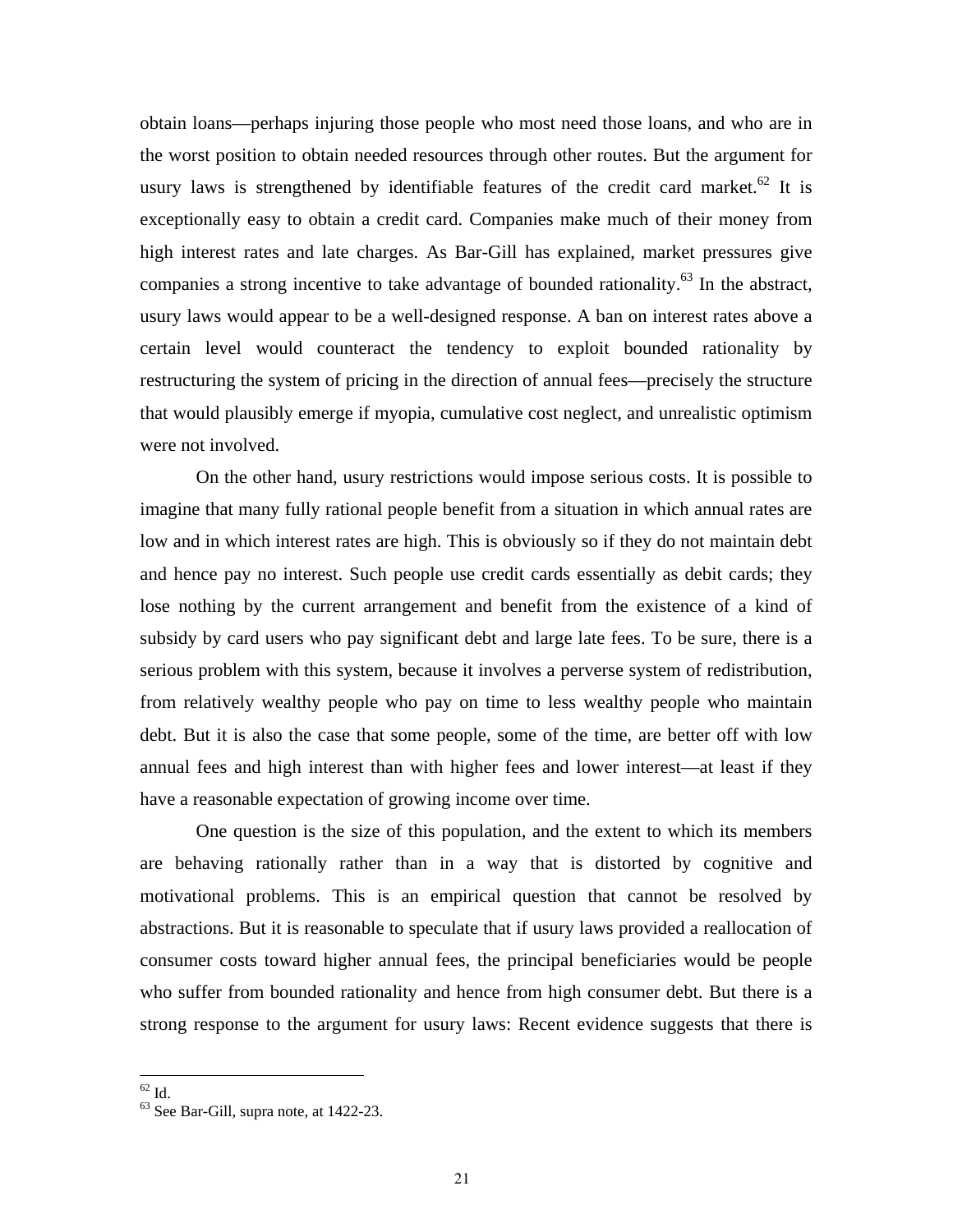obtain loans—perhaps injuring those people who most need those loans, and who are in the worst position to obtain needed resources through other routes. But the argument for usury laws is strengthened by identifiable features of the credit card market.[62] It is exceptionally easy to obtain a credit card. Companies make much of their money from high interest rates and late charges. As Bar-Gill has explained, market pressures give companies a strong incentive to take advantage of bounded rationality.[63] In the abstract, usury laws would appear to be a well-designed response. A ban on interest rates above a certain level would counteract the tendency to exploit bounded rationality by restructuring the system of pricing in the direction of annual fees—precisely the structure that would plausibly emerge if myopia, cumulative cost neglect, and unrealistic optimism were not involved.

On the other hand, usury restrictions would impose serious costs. It is possible to imagine that many fully rational people benefit from a situation in which annual rates are low and in which interest rates are high. This is obviously so if they do not maintain debt and hence pay no interest. Such people use credit cards essentially as debit cards; they lose nothing by the current arrangement and benefit from the existence of a kind of subsidy by card users who pay significant debt and large late fees. To be sure, there is a serious problem with this system, because it involves a perverse system of redistribution, from relatively wealthy people who pay on time to less wealthy people who maintain debt. But it is also the case that some people, some of the time, are better off with low annual fees and high interest than with higher fees and lower interest—at least if they have a reasonable expectation of growing income over time.

One question is the size of this population, and the extent to which its members are behaving rationally rather than in a way that is distorted by cognitive and motivational problems. This is an empirical question that cannot be resolved by abstractions. But it is reasonable to speculate that if usury laws provided a reallocation of consumer costs toward higher annual fees, the principal beneficiaries would be people who suffer from bounded rationality and hence from high consumer debt. But there is a strong response to the argument for usury laws: Recent evidence suggests that there is

---

[62] Id.

[63] See Bar-Gill, supra note, at 1422-23.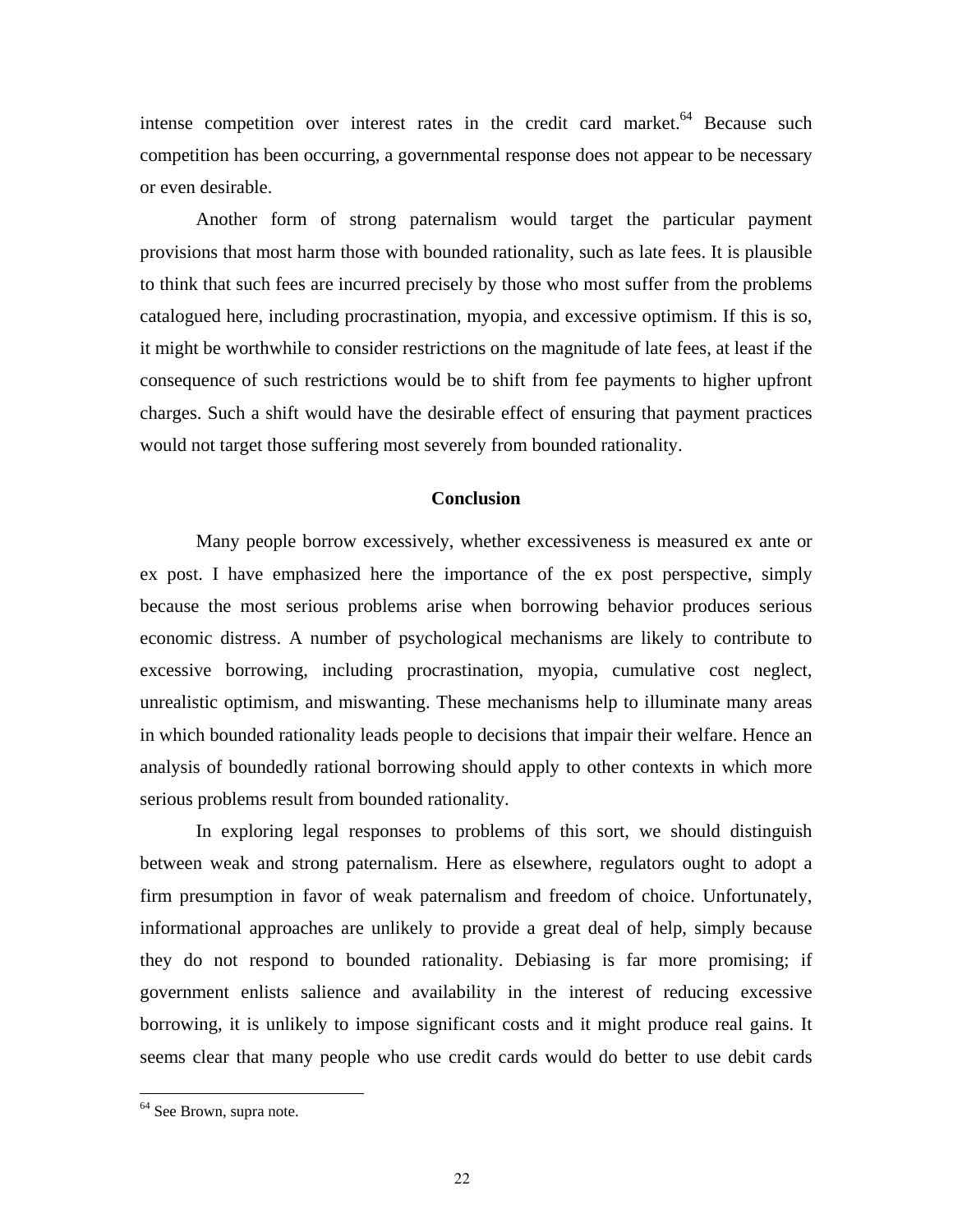intense competition over interest rates in the credit card market.[64] Because such competition has been occurring, a governmental response does not appear to be necessary or even desirable.

Another form of strong paternalism would target the particular payment provisions that most harm those with bounded rationality, such as late fees. It is plausible to think that such fees are incurred precisely by those who most suffer from the problems catalogued here, including procrastination, myopia, and excessive optimism. If this is so, it might be worthwhile to consider restrictions on the magnitude of late fees, at least if the consequence of such restrictions would be to shift from fee payments to higher upfront charges. Such a shift would have the desirable effect of ensuring that payment practices would not target those suffering most severely from bounded rationality.

## Conclusion

Many people borrow excessively, whether excessiveness is measured ex ante or ex post. I have emphasized here the importance of the ex post perspective, simply because the most serious problems arise when borrowing behavior produces serious economic distress. A number of psychological mechanisms are likely to contribute to excessive borrowing, including procrastination, myopia, cumulative cost neglect, unrealistic optimism, and miswanting. These mechanisms help to illuminate many areas in which bounded rationality leads people to decisions that impair their welfare. Hence an analysis of boundedly rational borrowing should apply to other contexts in which more serious problems result from bounded rationality.

In exploring legal responses to problems of this sort, we should distinguish between weak and strong paternalism. Here as elsewhere, regulators ought to adopt a firm presumption in favor of weak paternalism and freedom of choice. Unfortunately, informational approaches are unlikely to provide a great deal of help, simply because they do not respond to bounded rationality. Debiasing is far more promising; if government enlists salience and availability in the interest of reducing excessive borrowing, it is unlikely to impose significant costs and it might produce real gains. It seems clear that many people who use credit cards would do better to use debit cards

---

[64] See Brown, supra note.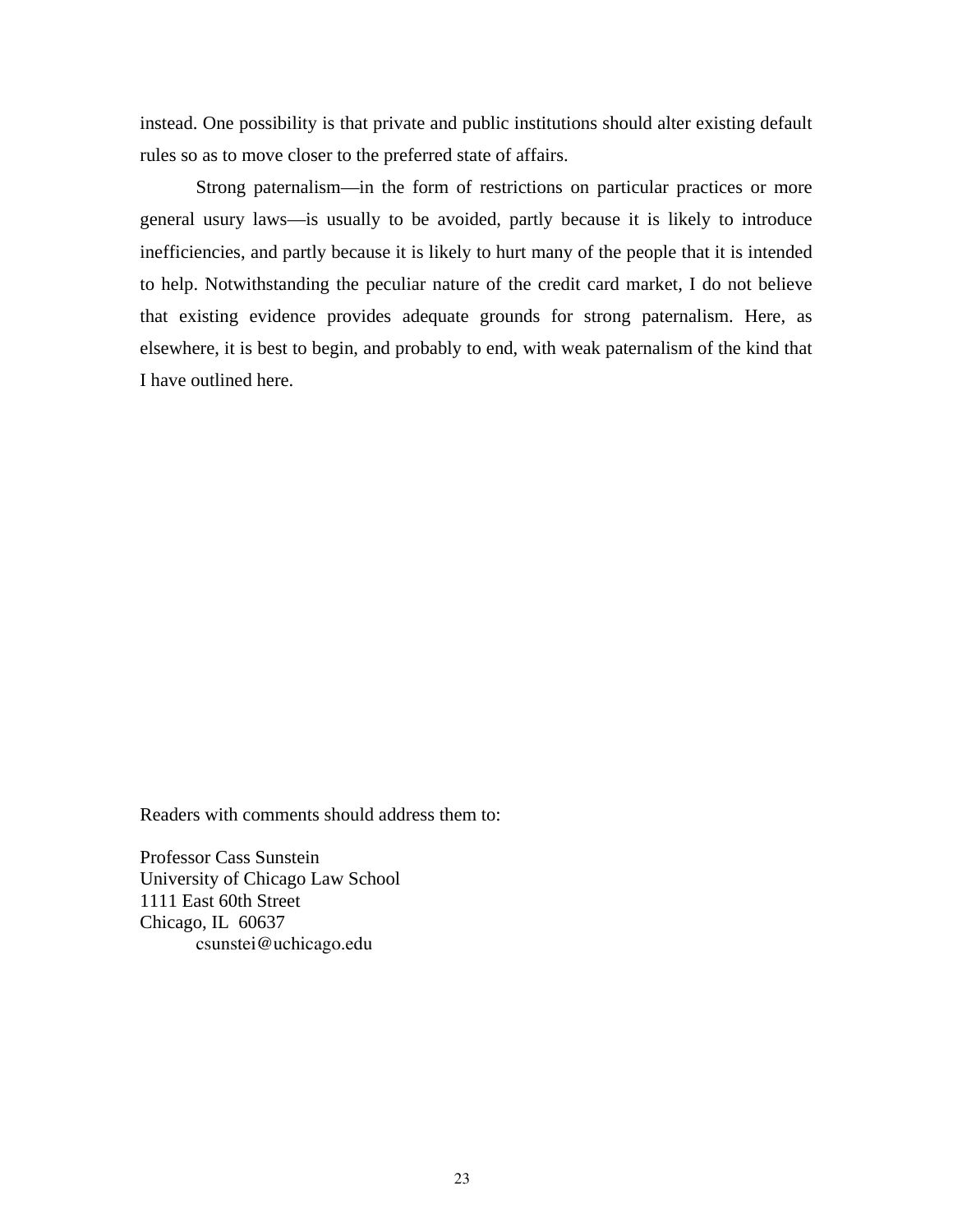instead. One possibility is that private and public institutions should alter existing default rules so as to move closer to the preferred state of affairs.

Strong paternalism—in the form of restrictions on particular practices or more general usury laws—is usually to be avoided, partly because it is likely to introduce inefficiencies, and partly because it is likely to hurt many of the people that it is intended to help. Notwithstanding the peculiar nature of the credit card market, I do not believe that existing evidence provides adequate grounds for strong paternalism. Here, as elsewhere, it is best to begin, and probably to end, with weak paternalism of the kind that I have outlined here.

Readers with comments should address them to:

Professor Cass Sunstein
University of Chicago Law School
1111 East 60th Street
Chicago, IL 60637
csunstei@uchicago.edu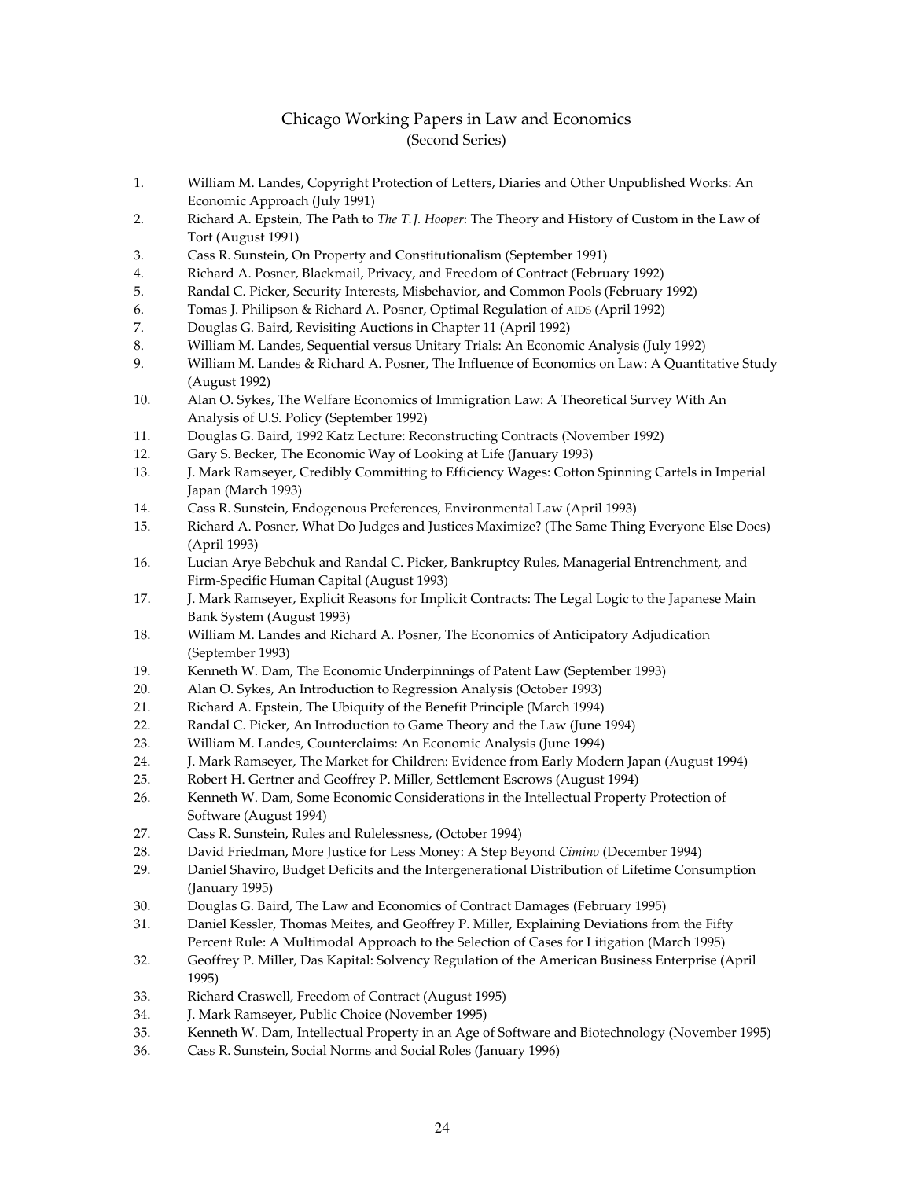# Chicago Working Papers in Law and Economics
(Second Series)

1. William M. Landes, Copyright Protection of Letters, Diaries and Other Unpublished Works: An Economic Approach (July 1991)
2. Richard A. Epstein, The Path to *The T. J. Hooper*: The Theory and History of Custom in the Law of Tort (August 1991)
3. Cass R. Sunstein, On Property and Constitutionalism (September 1991)
4. Richard A. Posner, Blackmail, Privacy, and Freedom of Contract (February 1992)
5. Randal C. Picker, Security Interests, Misbehavior, and Common Pools (February 1992)
6. Tomas J. Philipson & Richard A. Posner, Optimal Regulation of AIDS (April 1992)
7. Douglas G. Baird, Revisiting Auctions in Chapter 11 (April 1992)
8. William M. Landes, Sequential versus Unitary Trials: An Economic Analysis (July 1992)
9. William M. Landes & Richard A. Posner, The Influence of Economics on Law: A Quantitative Study (August 1992)
10. Alan O. Sykes, The Welfare Economics of Immigration Law: A Theoretical Survey With An Analysis of U.S. Policy (September 1992)
11. Douglas G. Baird, 1992 Katz Lecture: Reconstructing Contracts (November 1992)
12. Gary S. Becker, The Economic Way of Looking at Life (January 1993)
13. J. Mark Ramseyer, Credibly Committing to Efficiency Wages: Cotton Spinning Cartels in Imperial Japan (March 1993)
14. Cass R. Sunstein, Endogenous Preferences, Environmental Law (April 1993)
15. Richard A. Posner, What Do Judges and Justices Maximize? (The Same Thing Everyone Else Does) (April 1993)
16. Lucian Arye Bebchuk and Randal C. Picker, Bankruptcy Rules, Managerial Entrenchment, and Firm-Specific Human Capital (August 1993)
17. J. Mark Ramseyer, Explicit Reasons for Implicit Contracts: The Legal Logic to the Japanese Main Bank System (August 1993)
18. William M. Landes and Richard A. Posner, The Economics of Anticipatory Adjudication (September 1993)
19. Kenneth W. Dam, The Economic Underpinnings of Patent Law (September 1993)
20. Alan O. Sykes, An Introduction to Regression Analysis (October 1993)
21. Richard A. Epstein, The Ubiquity of the Benefit Principle (March 1994)
22. Randal C. Picker, An Introduction to Game Theory and the Law (June 1994)
23. William M. Landes, Counterclaims: An Economic Analysis (June 1994)
24. J. Mark Ramseyer, The Market for Children: Evidence from Early Modern Japan (August 1994)
25. Robert H. Gertner and Geoffrey P. Miller, Settlement Escrows (August 1994)
26. Kenneth W. Dam, Some Economic Considerations in the Intellectual Property Protection of Software (August 1994)
27. Cass R. Sunstein, Rules and Rulelessness, (October 1994)
28. David Friedman, More Justice for Less Money: A Step Beyond *Cimino* (December 1994)
29. Daniel Shaviro, Budget Deficits and the Intergenerational Distribution of Lifetime Consumption (January 1995)
30. Douglas G. Baird, The Law and Economics of Contract Damages (February 1995)
31. Daniel Kessler, Thomas Meites, and Geoffrey P. Miller, Explaining Deviations from the Fifty Percent Rule: A Multimodal Approach to the Selection of Cases for Litigation (March 1995)
32. Geoffrey P. Miller, Das Kapital: Solvency Regulation of the American Business Enterprise (April 1995)
33. Richard Craswell, Freedom of Contract (August 1995)
34. J. Mark Ramseyer, Public Choice (November 1995)
35. Kenneth W. Dam, Intellectual Property in an Age of Software and Biotechnology (November 1995)
36. Cass R. Sunstein, Social Norms and Social Roles (January 1996)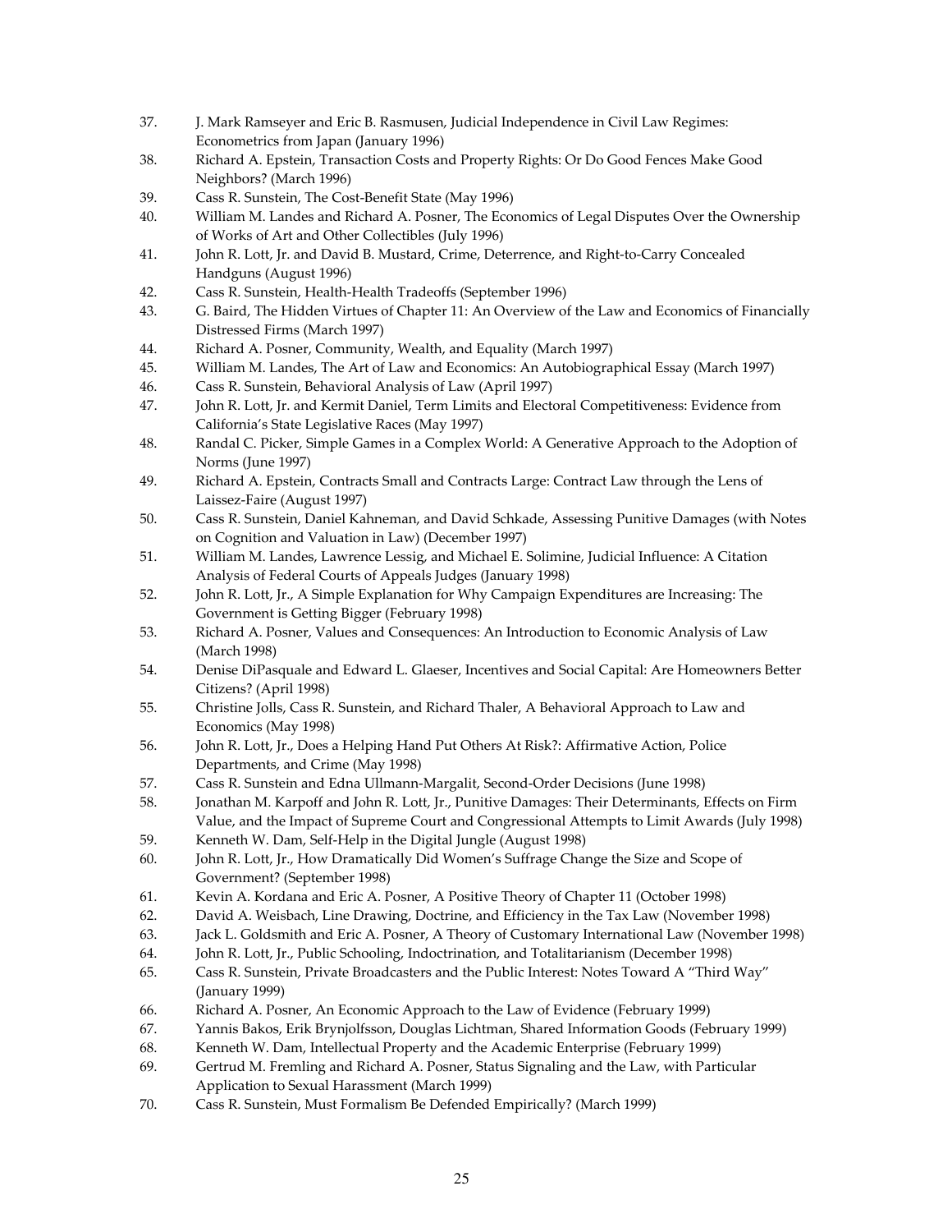37. J. Mark Ramseyer and Eric B. Rasmusen, Judicial Independence in Civil Law Regimes: Econometrics from Japan (January 1996)
38. Richard A. Epstein, Transaction Costs and Property Rights: Or Do Good Fences Make Good Neighbors? (March 1996)
39. Cass R. Sunstein, The Cost-Benefit State (May 1996)
40. William M. Landes and Richard A. Posner, The Economics of Legal Disputes Over the Ownership of Works of Art and Other Collectibles (July 1996)
41. John R. Lott, Jr. and David B. Mustard, Crime, Deterrence, and Right-to-Carry Concealed Handguns (August 1996)
42. Cass R. Sunstein, Health-Health Tradeoffs (September 1996)
43. G. Baird, The Hidden Virtues of Chapter 11: An Overview of the Law and Economics of Financially Distressed Firms (March 1997)
44. Richard A. Posner, Community, Wealth, and Equality (March 1997)
45. William M. Landes, The Art of Law and Economics: An Autobiographical Essay (March 1997)
46. Cass R. Sunstein, Behavioral Analysis of Law (April 1997)
47. John R. Lott, Jr. and Kermit Daniel, Term Limits and Electoral Competitiveness: Evidence from California's State Legislative Races (May 1997)
48. Randal C. Picker, Simple Games in a Complex World: A Generative Approach to the Adoption of Norms (June 1997)
49. Richard A. Epstein, Contracts Small and Contracts Large: Contract Law through the Lens of Laissez-Faire (August 1997)
50. Cass R. Sunstein, Daniel Kahneman, and David Schkade, Assessing Punitive Damages (with Notes on Cognition and Valuation in Law) (December 1997)
51. William M. Landes, Lawrence Lessig, and Michael E. Solimine, Judicial Influence: A Citation Analysis of Federal Courts of Appeals Judges (January 1998)
52. John R. Lott, Jr., A Simple Explanation for Why Campaign Expenditures are Increasing: The Government is Getting Bigger (February 1998)
53. Richard A. Posner, Values and Consequences: An Introduction to Economic Analysis of Law (March 1998)
54. Denise DiPasquale and Edward L. Glaeser, Incentives and Social Capital: Are Homeowners Better Citizens? (April 1998)
55. Christine Jolls, Cass R. Sunstein, and Richard Thaler, A Behavioral Approach to Law and Economics (May 1998)
56. John R. Lott, Jr., Does a Helping Hand Put Others At Risk?: Affirmative Action, Police Departments, and Crime (May 1998)
57. Cass R. Sunstein and Edna Ullmann-Margalit, Second-Order Decisions (June 1998)
58. Jonathan M. Karpoff and John R. Lott, Jr., Punitive Damages: Their Determinants, Effects on Firm Value, and the Impact of Supreme Court and Congressional Attempts to Limit Awards (July 1998)
59. Kenneth W. Dam, Self-Help in the Digital Jungle (August 1998)
60. John R. Lott, Jr., How Dramatically Did Women's Suffrage Change the Size and Scope of Government? (September 1998)
61. Kevin A. Kordana and Eric A. Posner, A Positive Theory of Chapter 11 (October 1998)
62. David A. Weisbach, Line Drawing, Doctrine, and Efficiency in the Tax Law (November 1998)
63. Jack L. Goldsmith and Eric A. Posner, A Theory of Customary International Law (November 1998)
64. John R. Lott, Jr., Public Schooling, Indoctrination, and Totalitarianism (December 1998)
65. Cass R. Sunstein, Private Broadcasters and the Public Interest: Notes Toward A "Third Way" (January 1999)
66. Richard A. Posner, An Economic Approach to the Law of Evidence (February 1999)
67. Yannis Bakos, Erik Brynjolfsson, Douglas Lichtman, Shared Information Goods (February 1999)
68. Kenneth W. Dam, Intellectual Property and the Academic Enterprise (February 1999)
69. Gertrud M. Fremling and Richard A. Posner, Status Signaling and the Law, with Particular Application to Sexual Harassment (March 1999)
70. Cass R. Sunstein, Must Formalism Be Defended Empirically? (March 1999)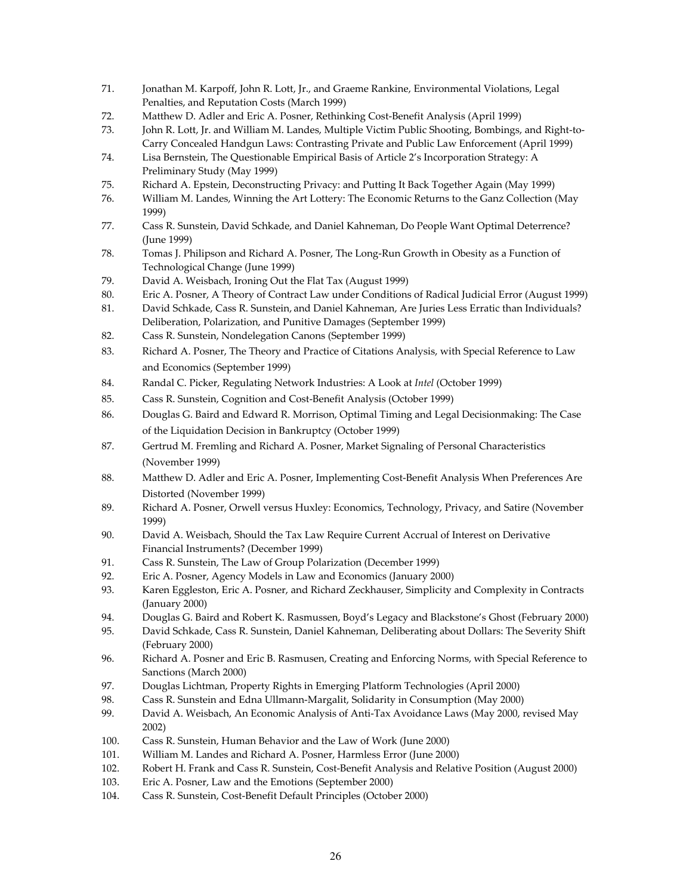71. Jonathan M. Karpoff, John R. Lott, Jr., and Graeme Rankine, Environmental Violations, Legal Penalties, and Reputation Costs (March 1999)
72. Matthew D. Adler and Eric A. Posner, Rethinking Cost-Benefit Analysis (April 1999)
73. John R. Lott, Jr. and William M. Landes, Multiple Victim Public Shooting, Bombings, and Right-to-Carry Concealed Handgun Laws: Contrasting Private and Public Law Enforcement (April 1999)
74. Lisa Bernstein, The Questionable Empirical Basis of Article 2's Incorporation Strategy: A Preliminary Study (May 1999)
75. Richard A. Epstein, Deconstructing Privacy: and Putting It Back Together Again (May 1999)
76. William M. Landes, Winning the Art Lottery: The Economic Returns to the Ganz Collection (May 1999)
77. Cass R. Sunstein, David Schkade, and Daniel Kahneman, Do People Want Optimal Deterrence? (June 1999)
78. Tomas J. Philipson and Richard A. Posner, The Long-Run Growth in Obesity as a Function of Technological Change (June 1999)
79. David A. Weisbach, Ironing Out the Flat Tax (August 1999)
80. Eric A. Posner, A Theory of Contract Law under Conditions of Radical Judicial Error (August 1999)
81. David Schkade, Cass R. Sunstein, and Daniel Kahneman, Are Juries Less Erratic than Individuals? Deliberation, Polarization, and Punitive Damages (September 1999)
82. Cass R. Sunstein, Nondelegation Canons (September 1999)
83. Richard A. Posner, The Theory and Practice of Citations Analysis, with Special Reference to Law and Economics (September 1999)
84. Randal C. Picker, Regulating Network Industries: A Look at *Intel* (October 1999)
85. Cass R. Sunstein, Cognition and Cost-Benefit Analysis (October 1999)
86. Douglas G. Baird and Edward R. Morrison, Optimal Timing and Legal Decisionmaking: The Case of the Liquidation Decision in Bankruptcy (October 1999)
87. Gertrud M. Fremling and Richard A. Posner, Market Signaling of Personal Characteristics (November 1999)
88. Matthew D. Adler and Eric A. Posner, Implementing Cost-Benefit Analysis When Preferences Are Distorted (November 1999)
89. Richard A. Posner, Orwell versus Huxley: Economics, Technology, Privacy, and Satire (November 1999)
90. David A. Weisbach, Should the Tax Law Require Current Accrual of Interest on Derivative Financial Instruments? (December 1999)
91. Cass R. Sunstein, The Law of Group Polarization (December 1999)
92. Eric A. Posner, Agency Models in Law and Economics (January 2000)
93. Karen Eggleston, Eric A. Posner, and Richard Zeckhauser, Simplicity and Complexity in Contracts (January 2000)
94. Douglas G. Baird and Robert K. Rasmussen, Boyd's Legacy and Blackstone's Ghost (February 2000)
95. David Schkade, Cass R. Sunstein, Daniel Kahneman, Deliberating about Dollars: The Severity Shift (February 2000)
96. Richard A. Posner and Eric B. Rasmusen, Creating and Enforcing Norms, with Special Reference to Sanctions (March 2000)
97. Douglas Lichtman, Property Rights in Emerging Platform Technologies (April 2000)
98. Cass R. Sunstein and Edna Ullmann-Margalit, Solidarity in Consumption (May 2000)
99. David A. Weisbach, An Economic Analysis of Anti-Tax Avoidance Laws (May 2000, revised May 2002)
100. Cass R. Sunstein, Human Behavior and the Law of Work (June 2000)
101. William M. Landes and Richard A. Posner, Harmless Error (June 2000)
102. Robert H. Frank and Cass R. Sunstein, Cost-Benefit Analysis and Relative Position (August 2000)
103. Eric A. Posner, Law and the Emotions (September 2000)
104. Cass R. Sunstein, Cost-Benefit Default Principles (October 2000)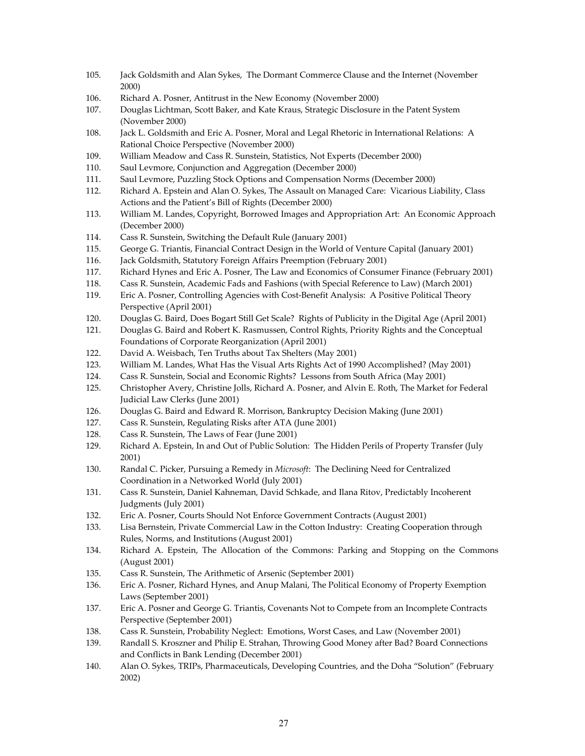105. Jack Goldsmith and Alan Sykes, The Dormant Commerce Clause and the Internet (November 2000)
106. Richard A. Posner, Antitrust in the New Economy (November 2000)
107. Douglas Lichtman, Scott Baker, and Kate Kraus, Strategic Disclosure in the Patent System (November 2000)
108. Jack L. Goldsmith and Eric A. Posner, Moral and Legal Rhetoric in International Relations: A Rational Choice Perspective (November 2000)
109. William Meadow and Cass R. Sunstein, Statistics, Not Experts (December 2000)
110. Saul Levmore, Conjunction and Aggregation (December 2000)
111. Saul Levmore, Puzzling Stock Options and Compensation Norms (December 2000)
112. Richard A. Epstein and Alan O. Sykes, The Assault on Managed Care: Vicarious Liability, Class Actions and the Patient's Bill of Rights (December 2000)
113. William M. Landes, Copyright, Borrowed Images and Appropriation Art: An Economic Approach (December 2000)
114. Cass R. Sunstein, Switching the Default Rule (January 2001)
115. George G. Triantis, Financial Contract Design in the World of Venture Capital (January 2001)
116. Jack Goldsmith, Statutory Foreign Affairs Preemption (February 2001)
117. Richard Hynes and Eric A. Posner, The Law and Economics of Consumer Finance (February 2001)
118. Cass R. Sunstein, Academic Fads and Fashions (with Special Reference to Law) (March 2001)
119. Eric A. Posner, Controlling Agencies with Cost-Benefit Analysis: A Positive Political Theory Perspective (April 2001)
120. Douglas G. Baird, Does Bogart Still Get Scale? Rights of Publicity in the Digital Age (April 2001)
121. Douglas G. Baird and Robert K. Rasmussen, Control Rights, Priority Rights and the Conceptual Foundations of Corporate Reorganization (April 2001)
122. David A. Weisbach, Ten Truths about Tax Shelters (May 2001)
123. William M. Landes, What Has the Visual Arts Rights Act of 1990 Accomplished? (May 2001)
124. Cass R. Sunstein, Social and Economic Rights? Lessons from South Africa (May 2001)
125. Christopher Avery, Christine Jolls, Richard A. Posner, and Alvin E. Roth, The Market for Federal Judicial Law Clerks (June 2001)
126. Douglas G. Baird and Edward R. Morrison, Bankruptcy Decision Making (June 2001)
127. Cass R. Sunstein, Regulating Risks after ATA (June 2001)
128. Cass R. Sunstein, The Laws of Fear (June 2001)
129. Richard A. Epstein, In and Out of Public Solution: The Hidden Perils of Property Transfer (July 2001)
130. Randal C. Picker, Pursuing a Remedy in *Microsoft*: The Declining Need for Centralized Coordination in a Networked World (July 2001)
131. Cass R. Sunstein, Daniel Kahneman, David Schkade, and Ilana Ritov, Predictably Incoherent Judgments (July 2001)
132. Eric A. Posner, Courts Should Not Enforce Government Contracts (August 2001)
133. Lisa Bernstein, Private Commercial Law in the Cotton Industry: Creating Cooperation through Rules, Norms, and Institutions (August 2001)
134. Richard A. Epstein, The Allocation of the Commons: Parking and Stopping on the Commons (August 2001)
135. Cass R. Sunstein, The Arithmetic of Arsenic (September 2001)
136. Eric A. Posner, Richard Hynes, and Anup Malani, The Political Economy of Property Exemption Laws (September 2001)
137. Eric A. Posner and George G. Triantis, Covenants Not to Compete from an Incomplete Contracts Perspective (September 2001)
138. Cass R. Sunstein, Probability Neglect: Emotions, Worst Cases, and Law (November 2001)
139. Randall S. Kroszner and Philip E. Strahan, Throwing Good Money after Bad? Board Connections and Conflicts in Bank Lending (December 2001)
140. Alan O. Sykes, TRIPs, Pharmaceuticals, Developing Countries, and the Doha "Solution" (February 2002)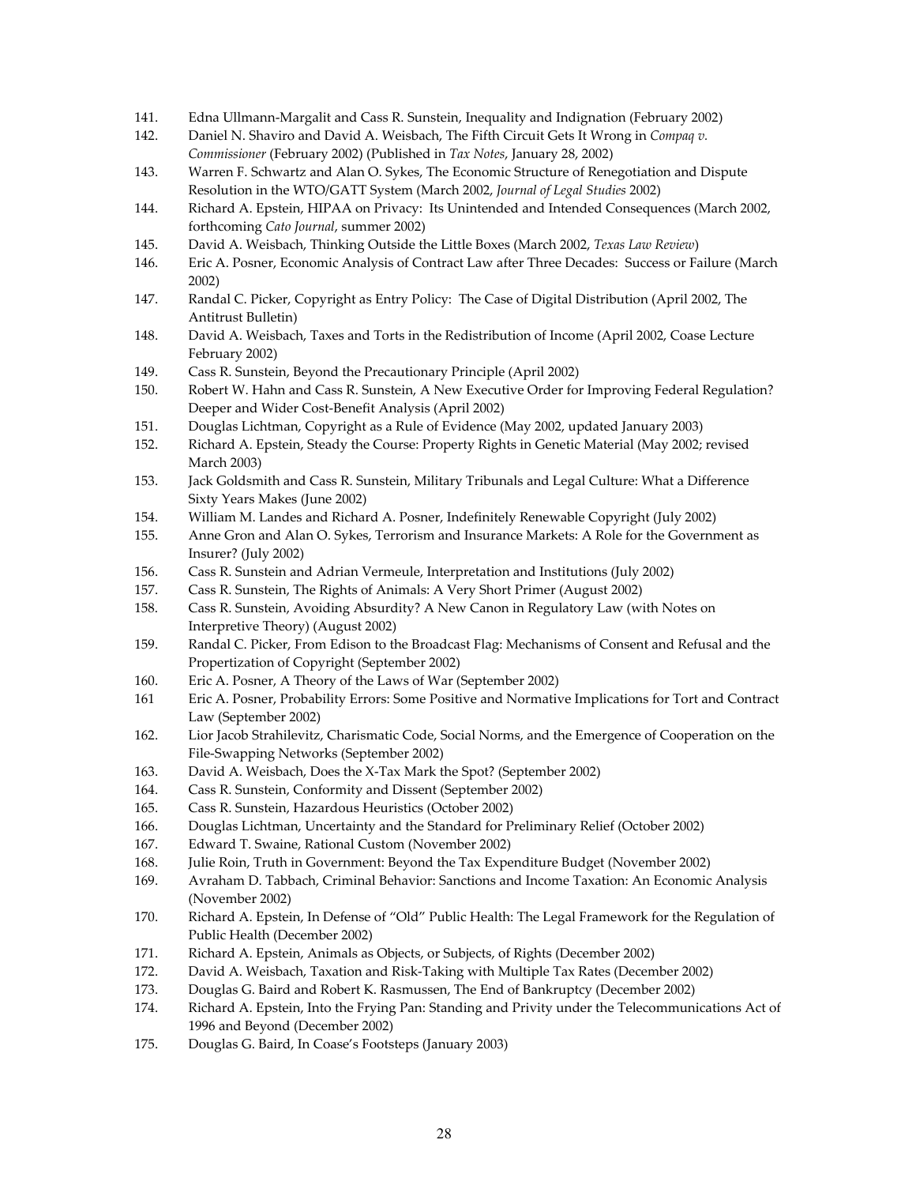141. Edna Ullmann-Margalit and Cass R. Sunstein, Inequality and Indignation (February 2002)
142. Daniel N. Shaviro and David A. Weisbach, The Fifth Circuit Gets It Wrong in *Compaq v. Commissioner* (February 2002) (Published in *Tax Notes*, January 28, 2002)
143. Warren F. Schwartz and Alan O. Sykes, The Economic Structure of Renegotiation and Dispute Resolution in the WTO/GATT System (March 2002, *Journal of Legal Studies* 2002)
144. Richard A. Epstein, HIPAA on Privacy: Its Unintended and Intended Consequences (March 2002, forthcoming *Cato Journal*, summer 2002)
145. David A. Weisbach, Thinking Outside the Little Boxes (March 2002, *Texas Law Review*)
146. Eric A. Posner, Economic Analysis of Contract Law after Three Decades: Success or Failure (March 2002)
147. Randal C. Picker, Copyright as Entry Policy: The Case of Digital Distribution (April 2002, The Antitrust Bulletin)
148. David A. Weisbach, Taxes and Torts in the Redistribution of Income (April 2002, Coase Lecture February 2002)
149. Cass R. Sunstein, Beyond the Precautionary Principle (April 2002)
150. Robert W. Hahn and Cass R. Sunstein, A New Executive Order for Improving Federal Regulation? Deeper and Wider Cost-Benefit Analysis (April 2002)
151. Douglas Lichtman, Copyright as a Rule of Evidence (May 2002, updated January 2003)
152. Richard A. Epstein, Steady the Course: Property Rights in Genetic Material (May 2002; revised March 2003)
153. Jack Goldsmith and Cass R. Sunstein, Military Tribunals and Legal Culture: What a Difference Sixty Years Makes (June 2002)
154. William M. Landes and Richard A. Posner, Indefinitely Renewable Copyright (July 2002)
155. Anne Gron and Alan O. Sykes, Terrorism and Insurance Markets: A Role for the Government as Insurer? (July 2002)
156. Cass R. Sunstein and Adrian Vermeule, Interpretation and Institutions (July 2002)
157. Cass R. Sunstein, The Rights of Animals: A Very Short Primer (August 2002)
158. Cass R. Sunstein, Avoiding Absurdity? A New Canon in Regulatory Law (with Notes on Interpretive Theory) (August 2002)
159. Randal C. Picker, From Edison to the Broadcast Flag: Mechanisms of Consent and Refusal and the Propertization of Copyright (September 2002)
160. Eric A. Posner, A Theory of the Laws of War (September 2002)
161 Eric A. Posner, Probability Errors: Some Positive and Normative Implications for Tort and Contract Law (September 2002)
162. Lior Jacob Strahilevitz, Charismatic Code, Social Norms, and the Emergence of Cooperation on the File-Swapping Networks (September 2002)
163. David A. Weisbach, Does the X-Tax Mark the Spot? (September 2002)
164. Cass R. Sunstein, Conformity and Dissent (September 2002)
165. Cass R. Sunstein, Hazardous Heuristics (October 2002)
166. Douglas Lichtman, Uncertainty and the Standard for Preliminary Relief (October 2002)
167. Edward T. Swaine, Rational Custom (November 2002)
168. Julie Roin, Truth in Government: Beyond the Tax Expenditure Budget (November 2002)
169. Avraham D. Tabbach, Criminal Behavior: Sanctions and Income Taxation: An Economic Analysis (November 2002)
170. Richard A. Epstein, In Defense of "Old" Public Health: The Legal Framework for the Regulation of Public Health (December 2002)
171. Richard A. Epstein, Animals as Objects, or Subjects, of Rights (December 2002)
172. David A. Weisbach, Taxation and Risk-Taking with Multiple Tax Rates (December 2002)
173. Douglas G. Baird and Robert K. Rasmussen, The End of Bankruptcy (December 2002)
174. Richard A. Epstein, Into the Frying Pan: Standing and Privity under the Telecommunications Act of 1996 and Beyond (December 2002)
175. Douglas G. Baird, In Coase's Footsteps (January 2003)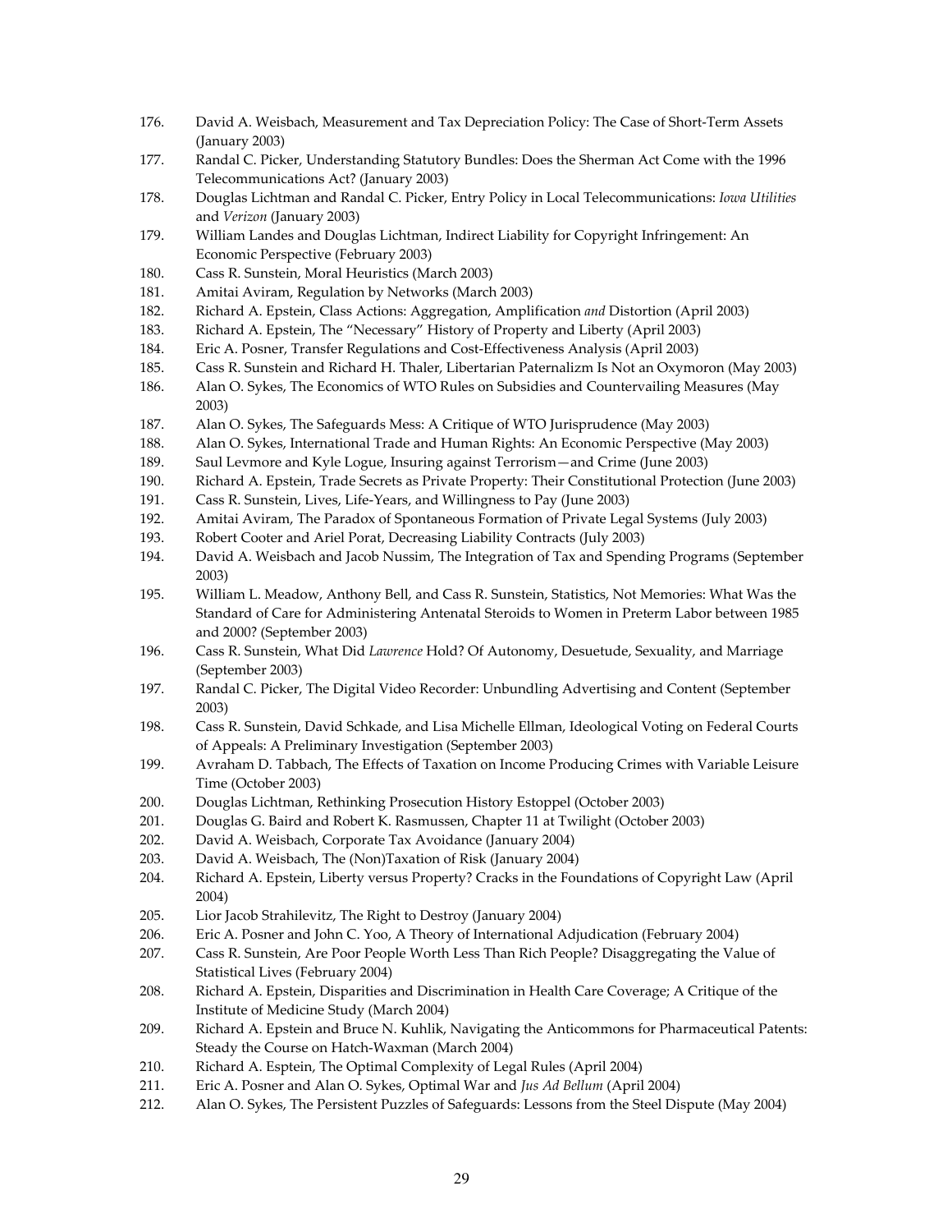176. David A. Weisbach, Measurement and Tax Depreciation Policy: The Case of Short-Term Assets (January 2003)
177. Randal C. Picker, Understanding Statutory Bundles: Does the Sherman Act Come with the 1996 Telecommunications Act? (January 2003)
178. Douglas Lichtman and Randal C. Picker, Entry Policy in Local Telecommunications: *Iowa Utilities* and *Verizon* (January 2003)
179. William Landes and Douglas Lichtman, Indirect Liability for Copyright Infringement: An Economic Perspective (February 2003)
180. Cass R. Sunstein, Moral Heuristics (March 2003)
181. Amitai Aviram, Regulation by Networks (March 2003)
182. Richard A. Epstein, Class Actions: Aggregation, Amplification *and* Distortion (April 2003)
183. Richard A. Epstein, The "Necessary" History of Property and Liberty (April 2003)
184. Eric A. Posner, Transfer Regulations and Cost-Effectiveness Analysis (April 2003)
185. Cass R. Sunstein and Richard H. Thaler, Libertarian Paternalizm Is Not an Oxymoron (May 2003)
186. Alan O. Sykes, The Economics of WTO Rules on Subsidies and Countervailing Measures (May 2003)
187. Alan O. Sykes, The Safeguards Mess: A Critique of WTO Jurisprudence (May 2003)
188. Alan O. Sykes, International Trade and Human Rights: An Economic Perspective (May 2003)
189. Saul Levmore and Kyle Logue, Insuring against Terrorism—and Crime (June 2003)
190. Richard A. Epstein, Trade Secrets as Private Property: Their Constitutional Protection (June 2003)
191. Cass R. Sunstein, Lives, Life-Years, and Willingness to Pay (June 2003)
192. Amitai Aviram, The Paradox of Spontaneous Formation of Private Legal Systems (July 2003)
193. Robert Cooter and Ariel Porat, Decreasing Liability Contracts (July 2003)
194. David A. Weisbach and Jacob Nussim, The Integration of Tax and Spending Programs (September 2003)
195. William L. Meadow, Anthony Bell, and Cass R. Sunstein, Statistics, Not Memories: What Was the Standard of Care for Administering Antenatal Steroids to Women in Preterm Labor between 1985 and 2000? (September 2003)
196. Cass R. Sunstein, What Did *Lawrence* Hold? Of Autonomy, Desuetude, Sexuality, and Marriage (September 2003)
197. Randal C. Picker, The Digital Video Recorder: Unbundling Advertising and Content (September 2003)
198. Cass R. Sunstein, David Schkade, and Lisa Michelle Ellman, Ideological Voting on Federal Courts of Appeals: A Preliminary Investigation (September 2003)
199. Avraham D. Tabbach, The Effects of Taxation on Income Producing Crimes with Variable Leisure Time (October 2003)
200. Douglas Lichtman, Rethinking Prosecution History Estoppel (October 2003)
201. Douglas G. Baird and Robert K. Rasmussen, Chapter 11 at Twilight (October 2003)
202. David A. Weisbach, Corporate Tax Avoidance (January 2004)
203. David A. Weisbach, The (Non)Taxation of Risk (January 2004)
204. Richard A. Epstein, Liberty versus Property? Cracks in the Foundations of Copyright Law (April 2004)
205. Lior Jacob Strahilevitz, The Right to Destroy (January 2004)
206. Eric A. Posner and John C. Yoo, A Theory of International Adjudication (February 2004)
207. Cass R. Sunstein, Are Poor People Worth Less Than Rich People? Disaggregating the Value of Statistical Lives (February 2004)
208. Richard A. Epstein, Disparities and Discrimination in Health Care Coverage; A Critique of the Institute of Medicine Study (March 2004)
209. Richard A. Epstein and Bruce N. Kuhlik, Navigating the Anticommons for Pharmaceutical Patents: Steady the Course on Hatch-Waxman (March 2004)
210. Richard A. Esptein, The Optimal Complexity of Legal Rules (April 2004)
211. Eric A. Posner and Alan O. Sykes, Optimal War and *Jus Ad Bellum* (April 2004)
212. Alan O. Sykes, The Persistent Puzzles of Safeguards: Lessons from the Steel Dispute (May 2004)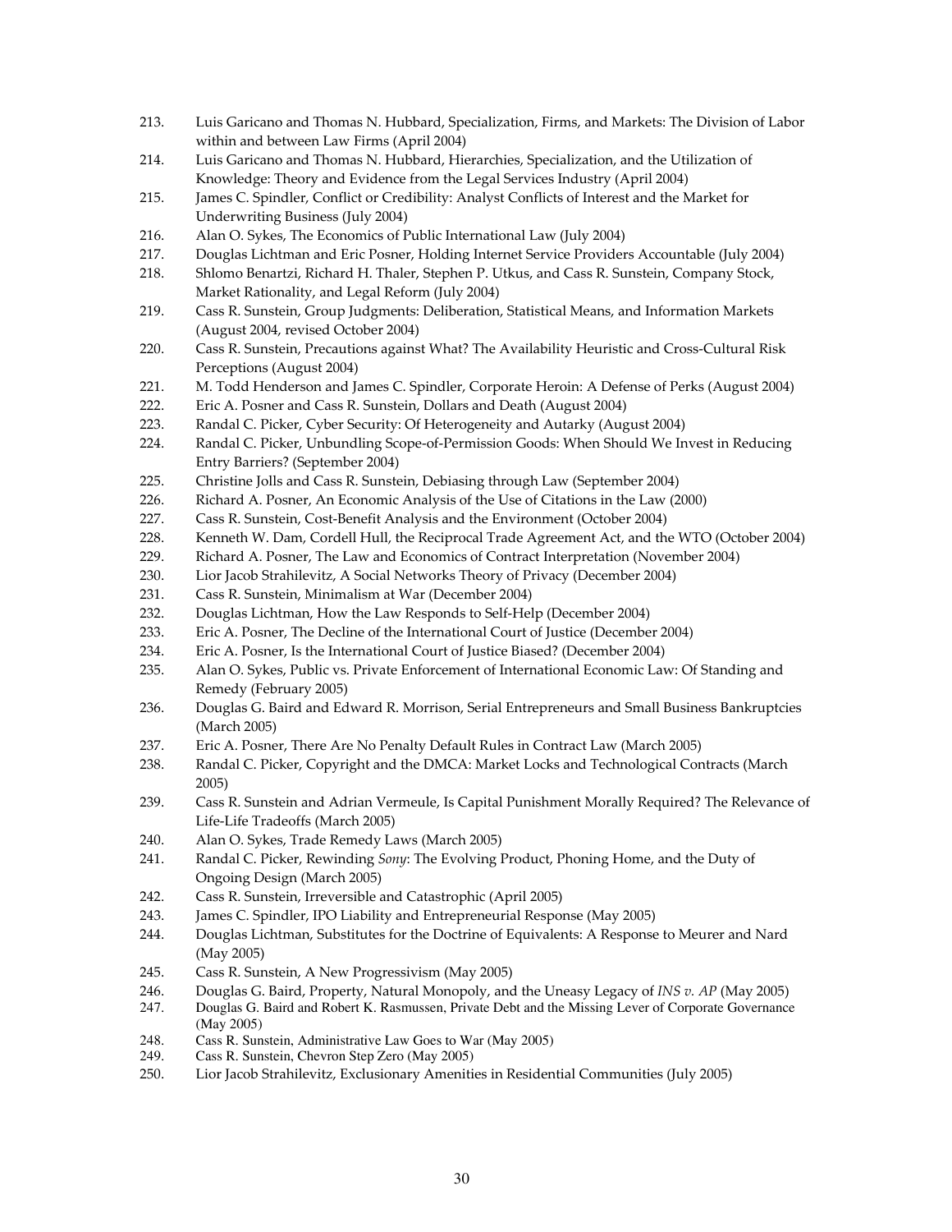213. Luis Garicano and Thomas N. Hubbard, Specialization, Firms, and Markets: The Division of Labor within and between Law Firms (April 2004)
214. Luis Garicano and Thomas N. Hubbard, Hierarchies, Specialization, and the Utilization of Knowledge: Theory and Evidence from the Legal Services Industry (April 2004)
215. James C. Spindler, Conflict or Credibility: Analyst Conflicts of Interest and the Market for Underwriting Business (July 2004)
216. Alan O. Sykes, The Economics of Public International Law (July 2004)
217. Douglas Lichtman and Eric Posner, Holding Internet Service Providers Accountable (July 2004)
218. Shlomo Benartzi, Richard H. Thaler, Stephen P. Utkus, and Cass R. Sunstein, Company Stock, Market Rationality, and Legal Reform (July 2004)
219. Cass R. Sunstein, Group Judgments: Deliberation, Statistical Means, and Information Markets (August 2004, revised October 2004)
220. Cass R. Sunstein, Precautions against What? The Availability Heuristic and Cross-Cultural Risk Perceptions (August 2004)
221. M. Todd Henderson and James C. Spindler, Corporate Heroin: A Defense of Perks (August 2004)
222. Eric A. Posner and Cass R. Sunstein, Dollars and Death (August 2004)
223. Randal C. Picker, Cyber Security: Of Heterogeneity and Autarky (August 2004)
224. Randal C. Picker, Unbundling Scope-of-Permission Goods: When Should We Invest in Reducing Entry Barriers? (September 2004)
225. Christine Jolls and Cass R. Sunstein, Debiasing through Law (September 2004)
226. Richard A. Posner, An Economic Analysis of the Use of Citations in the Law (2000)
227. Cass R. Sunstein, Cost-Benefit Analysis and the Environment (October 2004)
228. Kenneth W. Dam, Cordell Hull, the Reciprocal Trade Agreement Act, and the WTO (October 2004)
229. Richard A. Posner, The Law and Economics of Contract Interpretation (November 2004)
230. Lior Jacob Strahilevitz, A Social Networks Theory of Privacy (December 2004)
231. Cass R. Sunstein, Minimalism at War (December 2004)
232. Douglas Lichtman, How the Law Responds to Self-Help (December 2004)
233. Eric A. Posner, The Decline of the International Court of Justice (December 2004)
234. Eric A. Posner, Is the International Court of Justice Biased? (December 2004)
235. Alan O. Sykes, Public vs. Private Enforcement of International Economic Law: Of Standing and Remedy (February 2005)
236. Douglas G. Baird and Edward R. Morrison, Serial Entrepreneurs and Small Business Bankruptcies (March 2005)
237. Eric A. Posner, There Are No Penalty Default Rules in Contract Law (March 2005)
238. Randal C. Picker, Copyright and the DMCA: Market Locks and Technological Contracts (March 2005)
239. Cass R. Sunstein and Adrian Vermeule, Is Capital Punishment Morally Required? The Relevance of Life-Life Tradeoffs (March 2005)
240. Alan O. Sykes, Trade Remedy Laws (March 2005)
241. Randal C. Picker, Rewinding *Sony*: The Evolving Product, Phoning Home, and the Duty of Ongoing Design (March 2005)
242. Cass R. Sunstein, Irreversible and Catastrophic (April 2005)
243. James C. Spindler, IPO Liability and Entrepreneurial Response (May 2005)
244. Douglas Lichtman, Substitutes for the Doctrine of Equivalents: A Response to Meurer and Nard (May 2005)
245. Cass R. Sunstein, A New Progressivism (May 2005)
246. Douglas G. Baird, Property, Natural Monopoly, and the Uneasy Legacy of *INS v. AP* (May 2005)
247. Douglas G. Baird and Robert K. Rasmussen, Private Debt and the Missing Lever of Corporate Governance (May 2005)
248. Cass R. Sunstein, Administrative Law Goes to War (May 2005)
249. Cass R. Sunstein, Chevron Step Zero (May 2005)
250. Lior Jacob Strahilevitz, Exclusionary Amenities in Residential Communities (July 2005)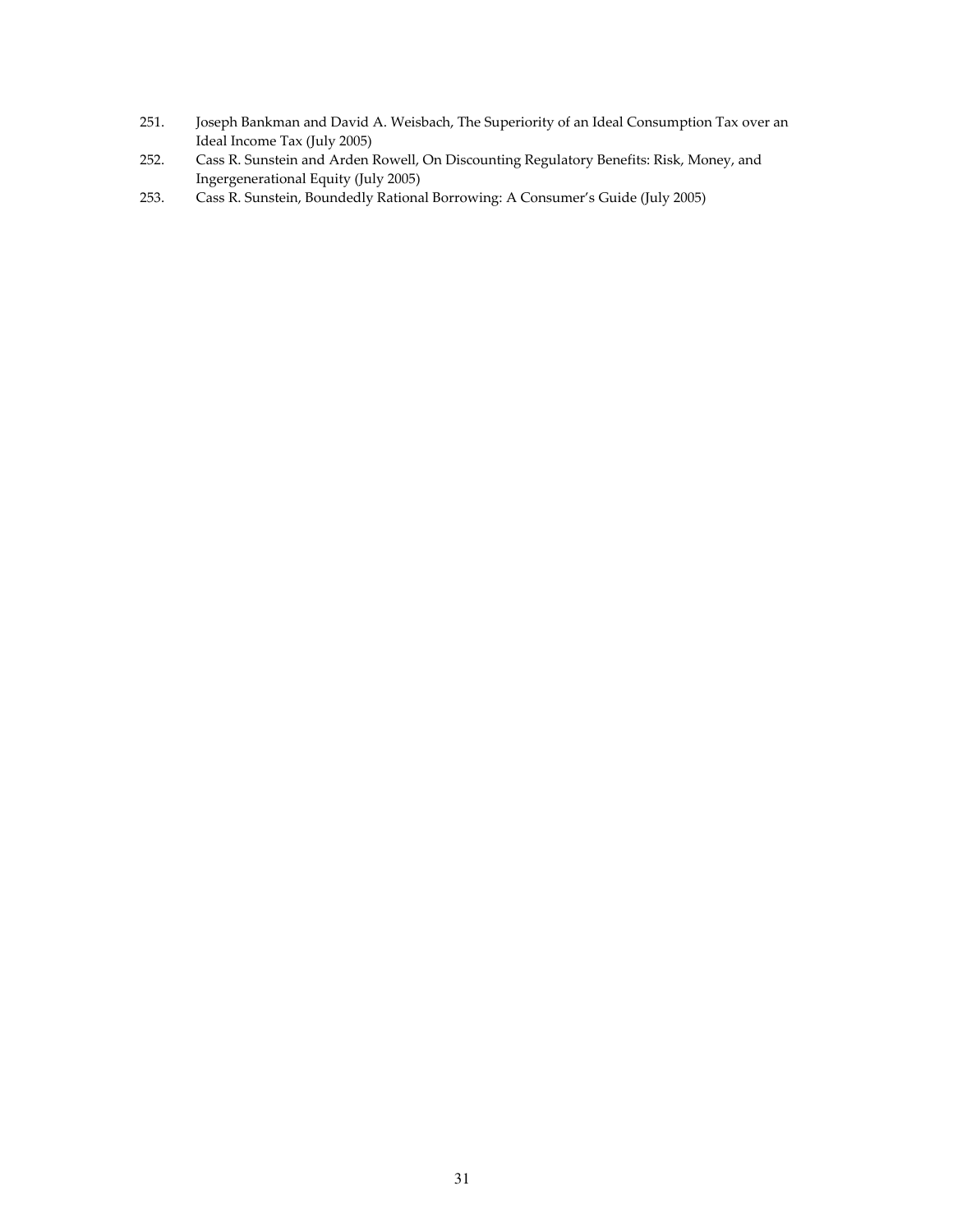251. Joseph Bankman and David A. Weisbach, The Superiority of an Ideal Consumption Tax over an Ideal Income Tax (July 2005)
252. Cass R. Sunstein and Arden Rowell, On Discounting Regulatory Benefits: Risk, Money, and Ingergenerational Equity (July 2005)
253. Cass R. Sunstein, Boundedly Rational Borrowing: A Consumer's Guide (July 2005)